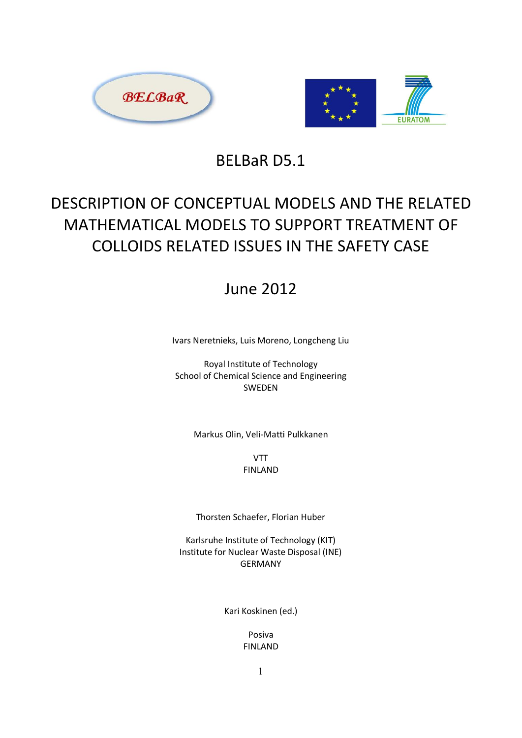# BELBaR D5.1

## DESCRIPTION OF CONCEPTUAL MODELS AND THE RELATED MATHEMATICAL MODELS TO SUPPORT TREATMENT OF COLLOIDS RELATED ISSUES IN THE SAFETY CASE

June 2012

Ivars Neretnieks, Luis Moreno, Longcheng Liu

Royal Institute of Technology
School of Chemical Science and Engineering
SWEDEN

Markus Olin, Veli-Matti Pulkkanen

VTT
FINLAND

Thorsten Schaefer, Florian Huber

Karlsruhe Institute of Technology (KIT)
Institute for Nuclear Waste Disposal (INE)
GERMANY

Kari Koskinen (ed.)

Posiva
FINLAND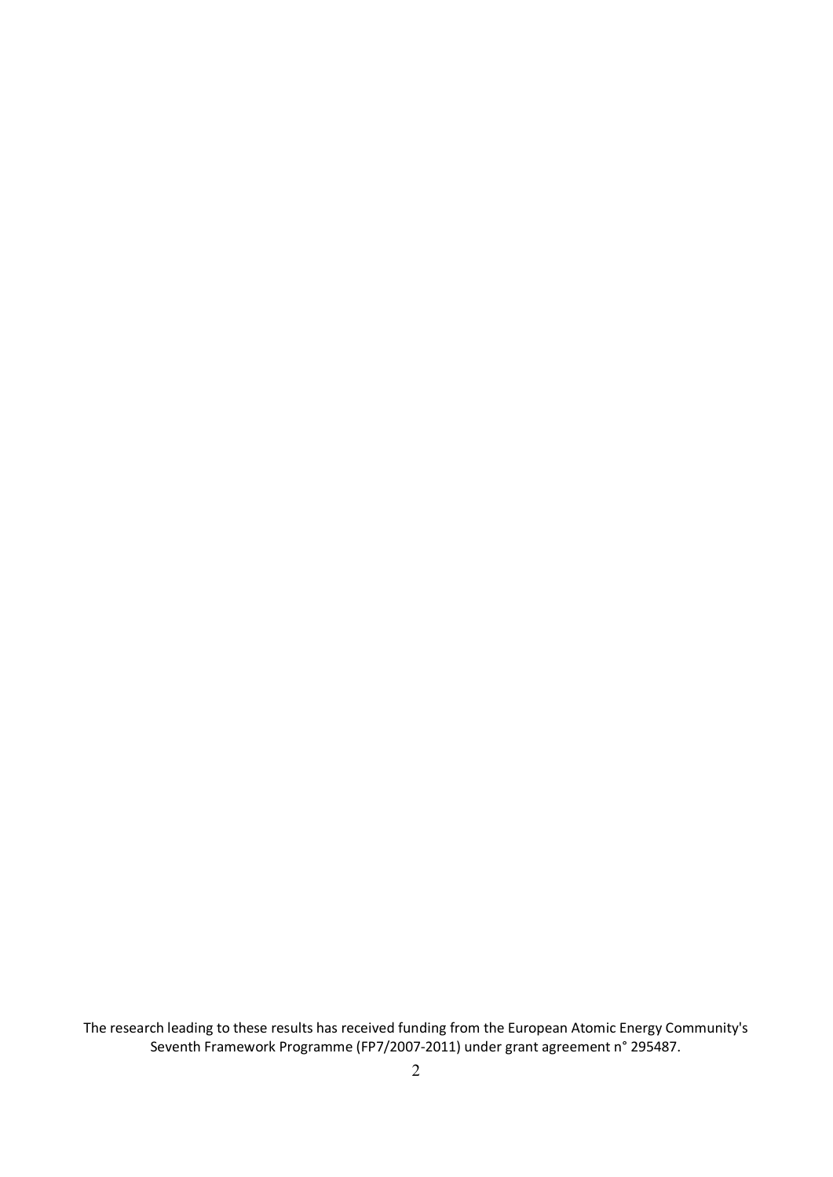The research leading to these results has received funding from the European Atomic Energy Community's Seventh Framework Programme (FP7/2007-2011) under grant agreement n° 295487.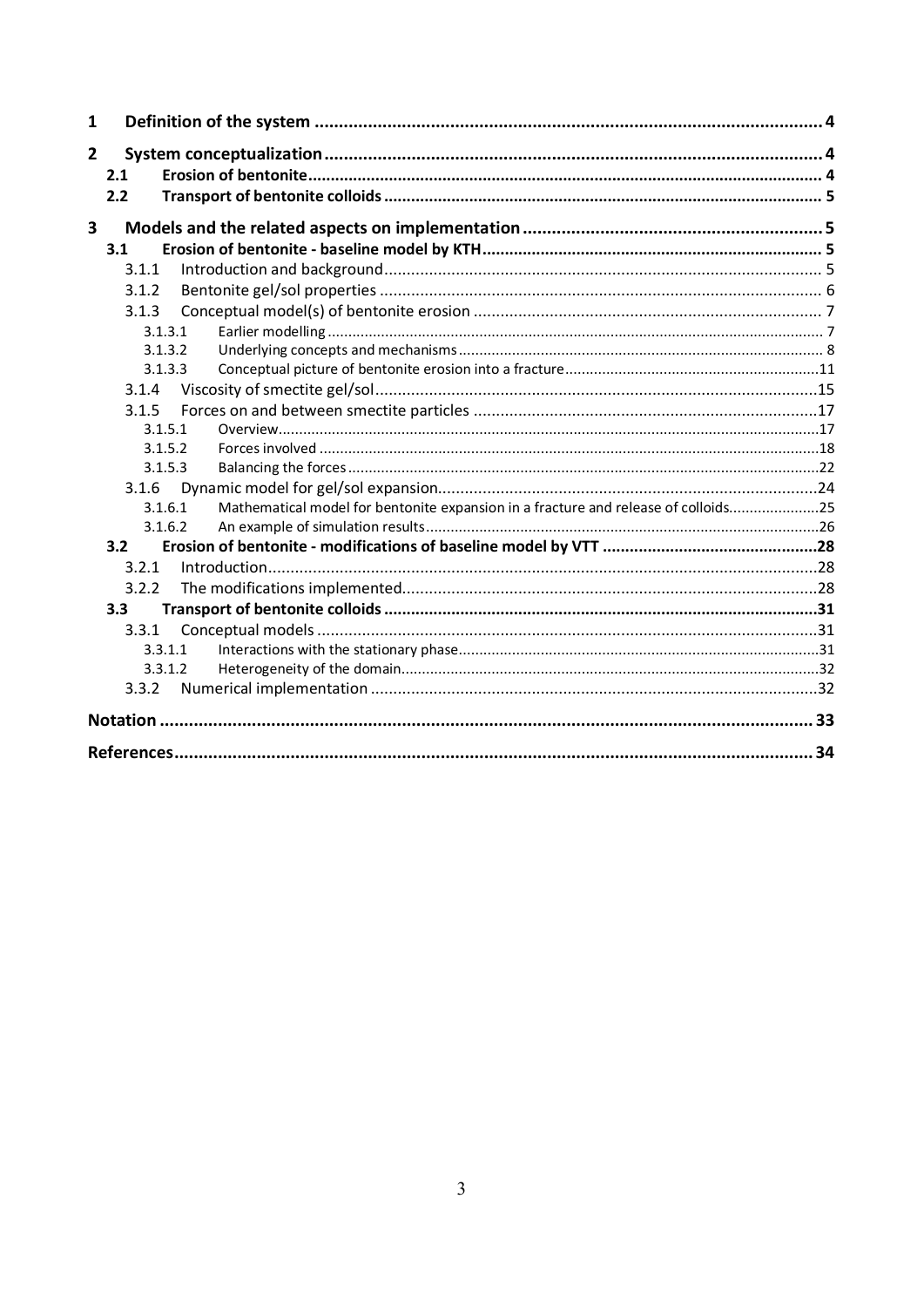1 Definition of the system ........................................................................................................ 4

2 System conceptualization ........................................................................................................ 4

- 2.1 Erosion of bentonite ................................................................................................................ 4
- 2.2 Transport of bentonite colloids ............................................................................................... 5

3 Models and the related aspects on implementation .............................................................. 5

- 3.1 Erosion of bentonite - baseline model by KTH ......................................................................... 5
  - 3.1.1 Introduction and background ............................................................................................ 5
  - 3.1.2 Bentonite gel/sol properties ............................................................................................... 6
  - 3.1.3 Conceptual model(s) of bentonite erosion ......................................................................... 7
    - 3.1.3.1 Earlier modelling ........................................................................................................ 7
    - 3.1.3.2 Underlying concepts and mechanisms ........................................................................ 8
    - 3.1.3.3 Conceptual picture of bentonite erosion into a fracture ............................................. 11
  - 3.1.4 Viscosity of smectite gel/sol .............................................................................................. 15
  - 3.1.5 Forces on and between smectite particles ........................................................................ 17
    - 3.1.5.1 Overview .................................................................................................................... 17
    - 3.1.5.2 Forces involved ......................................................................................................... 18
    - 3.1.5.3 Balancing the forces .................................................................................................. 22
  - 3.1.6 Dynamic model for gel/sol expansion ............................................................................... 24
    - 3.1.6.1 Mathematical model for bentonite expansion in a fracture and release of colloids .... 25
    - 3.1.6.2 An example of simulation results ............................................................................... 26
- 3.2 Erosion of bentonite - modifications of baseline model by VTT ............................................ 28
  - 3.2.1 Introduction ........................................................................................................................ 28
  - 3.2.2 The modifications implemented ......................................................................................... 28
- 3.3 Transport of bentonite colloids .............................................................................................. 31
  - 3.3.1 Conceptual models ............................................................................................................ 31
    - 3.3.1.1 Interactions with the stationary phase ........................................................................ 31
    - 3.3.1.2 Heterogeneity of the domain ...................................................................................... 32
  - 3.3.2 Numerical implementation ................................................................................................. 32

Notation .................................................................................................................................... 33

References ................................................................................................................................ 34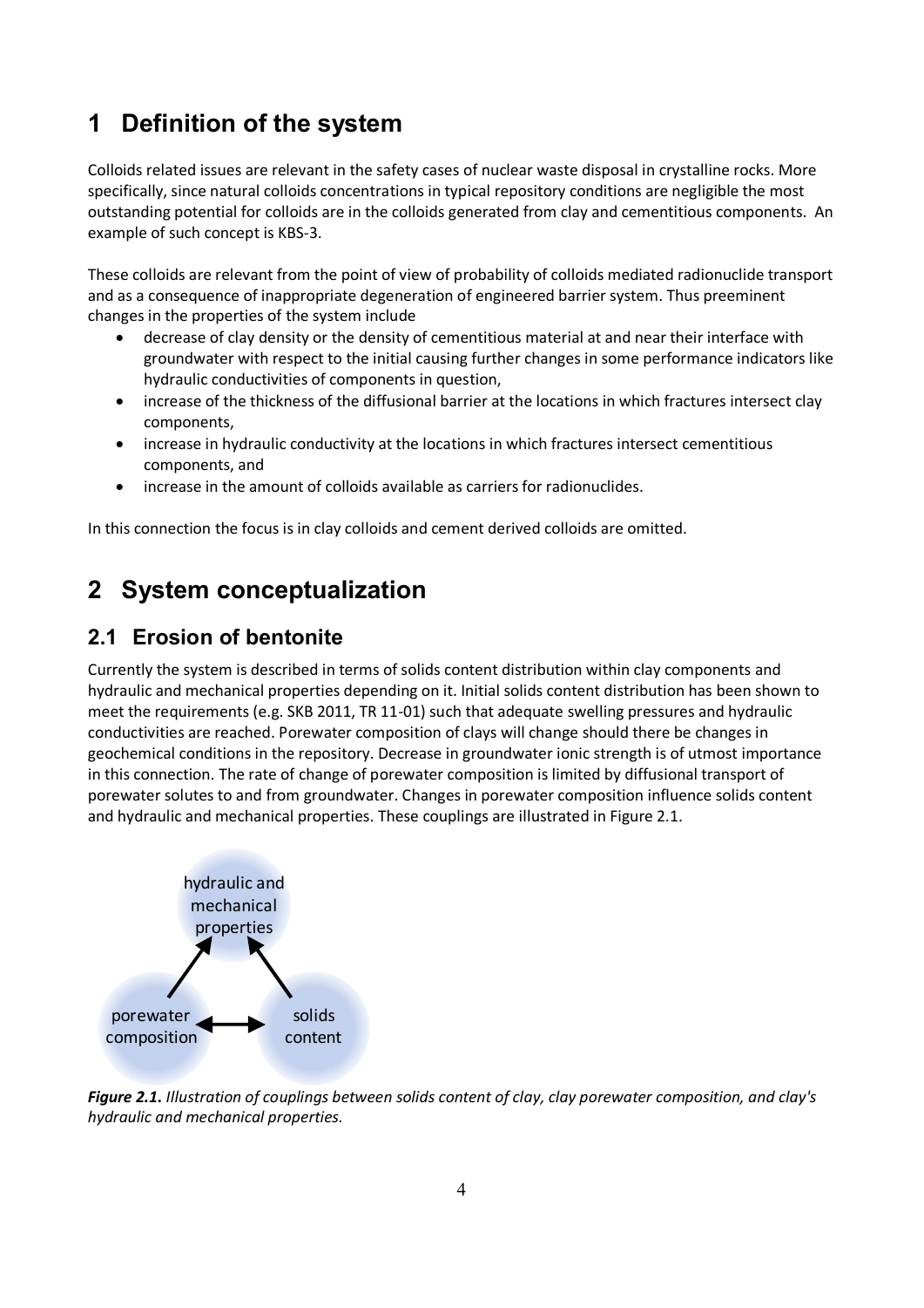# 1 Definition of the system

Colloids related issues are relevant in the safety cases of nuclear waste disposal in crystalline rocks. More specifically, since natural colloids concentrations in typical repository conditions are negligible the most outstanding potential for colloids are in the colloids generated from clay and cementitious components. An example of such concept is KBS-3.

These colloids are relevant from the point of view of probability of colloids mediated radionuclide transport and as a consequence of inappropriate degeneration of engineered barrier system. Thus preeminent changes in the properties of the system include

- decrease of clay density or the density of cementitious material at and near their interface with groundwater with respect to the initial causing further changes in some performance indicators like hydraulic conductivities of components in question,
- increase of the thickness of the diffusional barrier at the locations in which fractures intersect clay components,
- increase in hydraulic conductivity at the locations in which fractures intersect cementitious components, and
- increase in the amount of colloids available as carriers for radionuclides.

In this connection the focus is in clay colloids and cement derived colloids are omitted.

# 2 System conceptualization

## 2.1 Erosion of bentonite

Currently the system is described in terms of solids content distribution within clay components and hydraulic and mechanical properties depending on it. Initial solids content distribution has been shown to meet the requirements (e.g. SKB 2011, TR 11-01) such that adequate swelling pressures and hydraulic conductivities are reached. Porewater composition of clays will change should there be changes in geochemical conditions in the repository. Decrease in groundwater ionic strength is of utmost importance in this connection. The rate of change of porewater composition is limited by diffusional transport of porewater solutes to and from groundwater. Changes in porewater composition influence solids content and hydraulic and mechanical properties. These couplings are illustrated in Figure 2.1.

hydraulic and mechanical properties

porewater composition ⟷ solids content

***Figure 2.1.*** *Illustration of couplings between solids content of clay, clay porewater composition, and clay's hydraulic and mechanical properties.*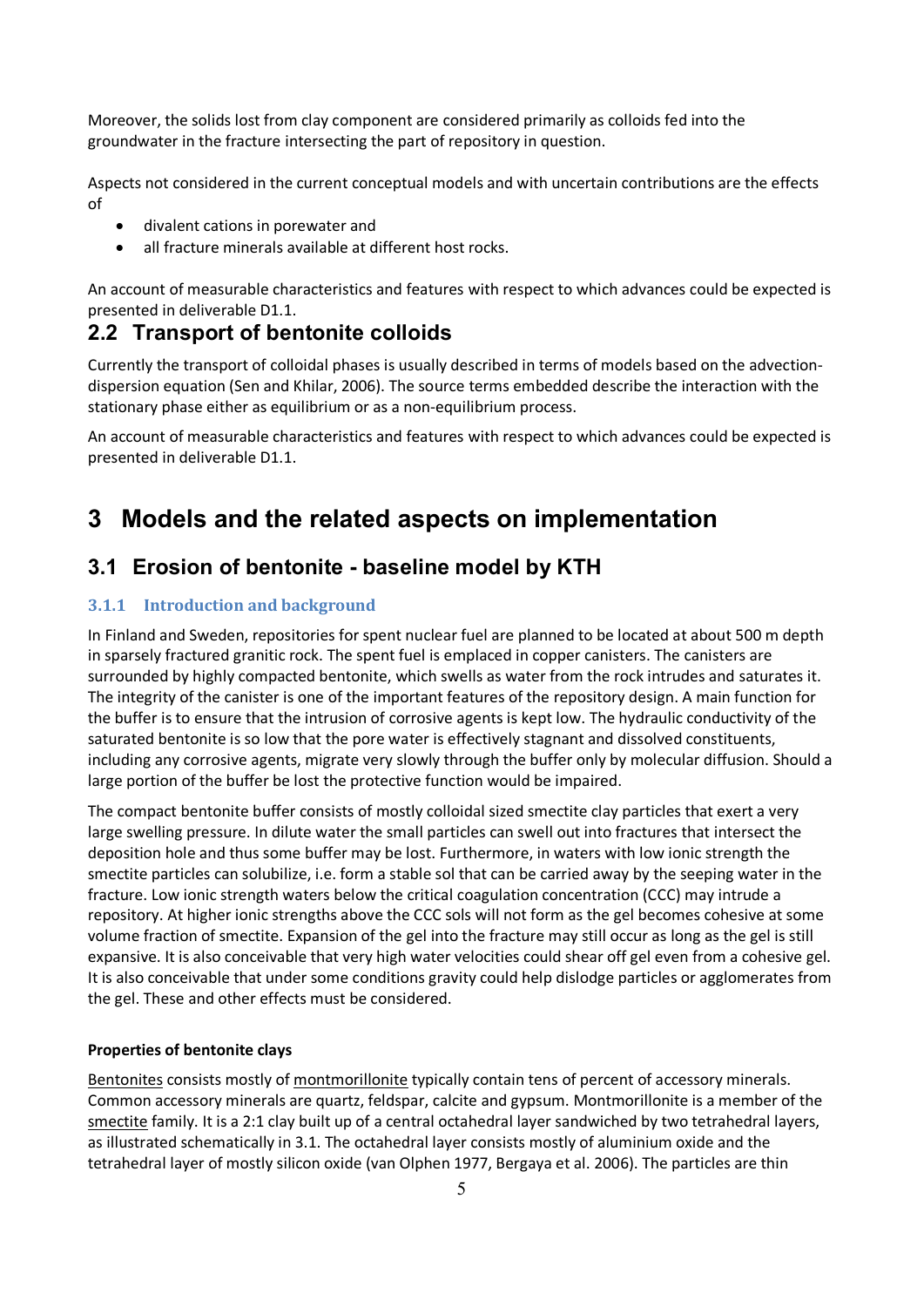Moreover, the solids lost from clay component are considered primarily as colloids fed into the groundwater in the fracture intersecting the part of repository in question.

Aspects not considered in the current conceptual models and with uncertain contributions are the effects of

- divalent cations in porewater and
- all fracture minerals available at different host rocks.

An account of measurable characteristics and features with respect to which advances could be expected is presented in deliverable D1.1.

## 2.2 Transport of bentonite colloids

Currently the transport of colloidal phases is usually described in terms of models based on the advection-dispersion equation (Sen and Khilar, 2006). The source terms embedded describe the interaction with the stationary phase either as equilibrium or as a non-equilibrium process.

An account of measurable characteristics and features with respect to which advances could be expected is presented in deliverable D1.1.

# 3 Models and the related aspects on implementation

## 3.1 Erosion of bentonite - baseline model by KTH

### 3.1.1 Introduction and background

In Finland and Sweden, repositories for spent nuclear fuel are planned to be located at about 500 m depth in sparsely fractured granitic rock. The spent fuel is emplaced in copper canisters. The canisters are surrounded by highly compacted bentonite, which swells as water from the rock intrudes and saturates it. The integrity of the canister is one of the important features of the repository design. A main function for the buffer is to ensure that the intrusion of corrosive agents is kept low. The hydraulic conductivity of the saturated bentonite is so low that the pore water is effectively stagnant and dissolved constituents, including any corrosive agents, migrate very slowly through the buffer only by molecular diffusion. Should a large portion of the buffer be lost the protective function would be impaired.

The compact bentonite buffer consists of mostly colloidal sized smectite clay particles that exert a very large swelling pressure. In dilute water the small particles can swell out into fractures that intersect the deposition hole and thus some buffer may be lost. Furthermore, in waters with low ionic strength the smectite particles can solubilize, i.e. form a stable sol that can be carried away by the seeping water in the fracture. Low ionic strength waters below the critical coagulation concentration (CCC) may intrude a repository. At higher ionic strengths above the CCC sols will not form as the gel becomes cohesive at some volume fraction of smectite. Expansion of the gel into the fracture may still occur as long as the gel is still expansive. It is also conceivable that very high water velocities could shear off gel even from a cohesive gel. It is also conceivable that under some conditions gravity could help dislodge particles or agglomerates from the gel. These and other effects must be considered.

**Properties of bentonite clays**

Bentonites consists mostly of montmorillonite typically contain tens of percent of accessory minerals. Common accessory minerals are quartz, feldspar, calcite and gypsum. Montmorillonite is a member of the smectite family. It is a 2:1 clay built up of a central octahedral layer sandwiched by two tetrahedral layers, as illustrated schematically in 3.1. The octahedral layer consists mostly of aluminium oxide and the tetrahedral layer of mostly silicon oxide (van Olphen 1977, Bergaya et al. 2006). The particles are thin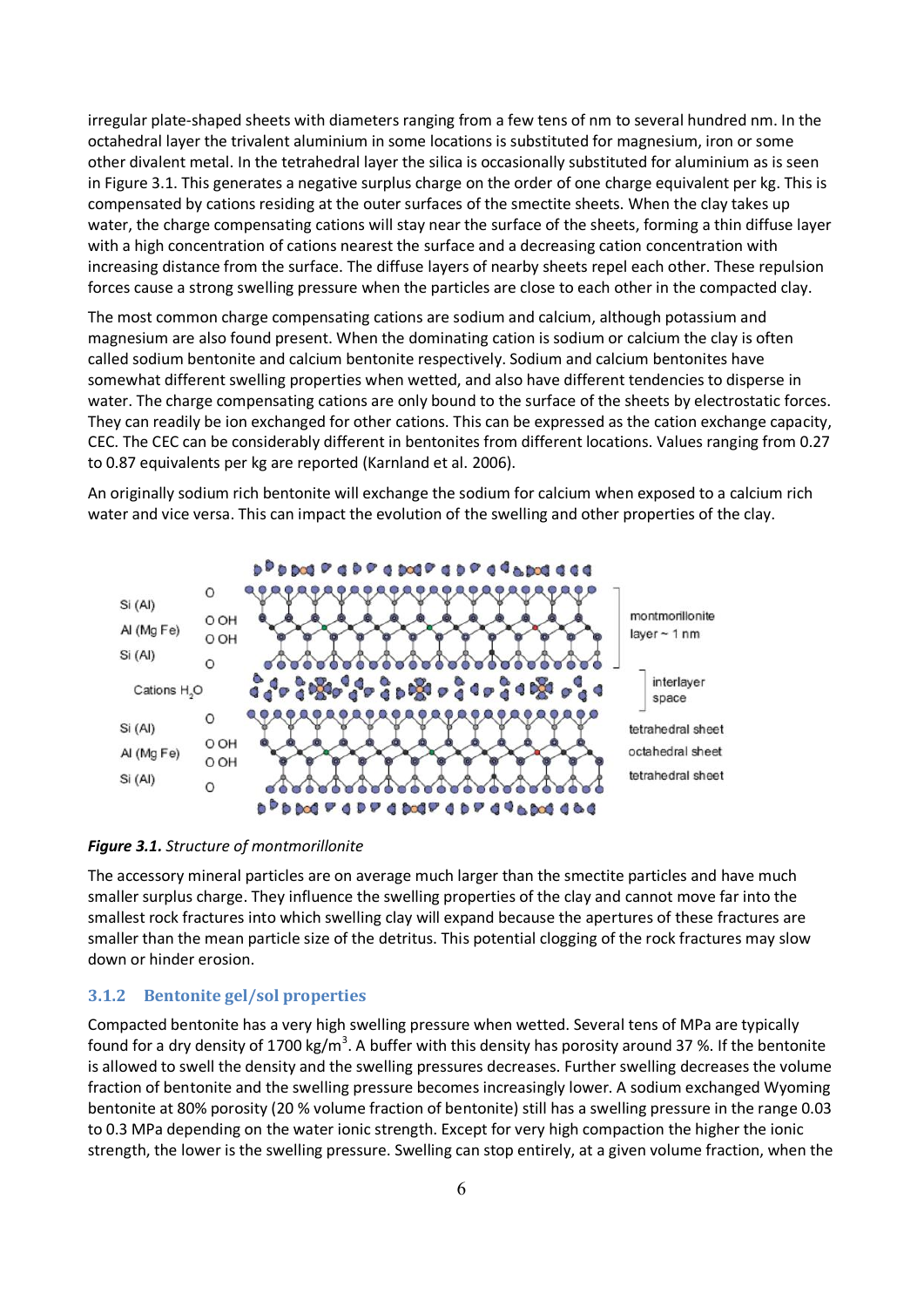irregular plate-shaped sheets with diameters ranging from a few tens of nm to several hundred nm. In the octahedral layer the trivalent aluminium in some locations is substituted for magnesium, iron or some other divalent metal. In the tetrahedral layer the silica is occasionally substituted for aluminium as is seen in Figure 3.1. This generates a negative surplus charge on the order of one charge equivalent per kg. This is compensated by cations residing at the outer surfaces of the smectite sheets. When the clay takes up water, the charge compensating cations will stay near the surface of the sheets, forming a thin diffuse layer with a high concentration of cations nearest the surface and a decreasing cation concentration with increasing distance from the surface. The diffuse layers of nearby sheets repel each other. These repulsion forces cause a strong swelling pressure when the particles are close to each other in the compacted clay.

The most common charge compensating cations are sodium and calcium, although potassium and magnesium are also found present. When the dominating cation is sodium or calcium the clay is often called sodium bentonite and calcium bentonite respectively. Sodium and calcium bentonites have somewhat different swelling properties when wetted, and also have different tendencies to disperse in water. The charge compensating cations are only bound to the surface of the sheets by electrostatic forces. They can readily be ion exchanged for other cations. This can be expressed as the cation exchange capacity, CEC. The CEC can be considerably different in bentonites from different locations. Values ranging from 0.27 to 0.87 equivalents per kg are reported (Karnland et al. 2006).

An originally sodium rich bentonite will exchange the sodium for calcium when exposed to a calcium rich water and vice versa. This can impact the evolution of the swelling and other properties of the clay.

***Figure 3.1.*** *Structure of montmorillonite*

The accessory mineral particles are on average much larger than the smectite particles and have much smaller surplus charge. They influence the swelling properties of the clay and cannot move far into the smallest rock fractures into which swelling clay will expand because the apertures of these fractures are smaller than the mean particle size of the detritus. This potential clogging of the rock fractures may slow down or hinder erosion.

### 3.1.2 Bentonite gel/sol properties

Compacted bentonite has a very high swelling pressure when wetted. Several tens of MPa are typically found for a dry density of 1700 kg/m$^3$. A buffer with this density has porosity around 37 %. If the bentonite is allowed to swell the density and the swelling pressures decreases. Further swelling decreases the volume fraction of bentonite and the swelling pressure becomes increasingly lower. A sodium exchanged Wyoming bentonite at 80% porosity (20 % volume fraction of bentonite) still has a swelling pressure in the range 0.03 to 0.3 MPa depending on the water ionic strength. Except for very high compaction the higher the ionic strength, the lower is the swelling pressure. Swelling can stop entirely, at a given volume fraction, when the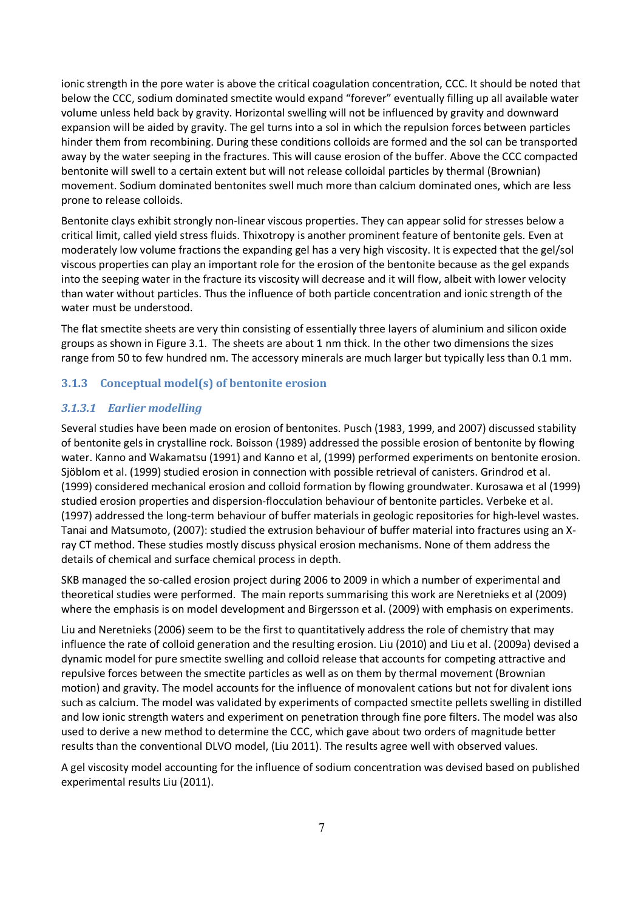ionic strength in the pore water is above the critical coagulation concentration, CCC. It should be noted that below the CCC, sodium dominated smectite would expand "forever" eventually filling up all available water volume unless held back by gravity. Horizontal swelling will not be influenced by gravity and downward expansion will be aided by gravity. The gel turns into a sol in which the repulsion forces between particles hinder them from recombining. During these conditions colloids are formed and the sol can be transported away by the water seeping in the fractures. This will cause erosion of the buffer. Above the CCC compacted bentonite will swell to a certain extent but will not release colloidal particles by thermal (Brownian) movement. Sodium dominated bentonites swell much more than calcium dominated ones, which are less prone to release colloids.

Bentonite clays exhibit strongly non-linear viscous properties. They can appear solid for stresses below a critical limit, called yield stress fluids. Thixotropy is another prominent feature of bentonite gels. Even at moderately low volume fractions the expanding gel has a very high viscosity. It is expected that the gel/sol viscous properties can play an important role for the erosion of the bentonite because as the gel expands into the seeping water in the fracture its viscosity will decrease and it will flow, albeit with lower velocity than water without particles. Thus the influence of both particle concentration and ionic strength of the water must be understood.

The flat smectite sheets are very thin consisting of essentially three layers of aluminium and silicon oxide groups as shown in Figure 3.1. The sheets are about 1 nm thick. In the other two dimensions the sizes range from 50 to few hundred nm. The accessory minerals are much larger but typically less than 0.1 mm.

### 3.1.3 Conceptual model(s) of bentonite erosion

#### *3.1.3.1 Earlier modelling*

Several studies have been made on erosion of bentonites. Pusch (1983, 1999, and 2007) discussed stability of bentonite gels in crystalline rock. Boisson (1989) addressed the possible erosion of bentonite by flowing water. Kanno and Wakamatsu (1991) and Kanno et al, (1999) performed experiments on bentonite erosion. Sjöblom et al. (1999) studied erosion in connection with possible retrieval of canisters. Grindrod et al. (1999) considered mechanical erosion and colloid formation by flowing groundwater. Kurosawa et al (1999) studied erosion properties and dispersion-flocculation behaviour of bentonite particles. Verbeke et al. (1997) addressed the long-term behaviour of buffer materials in geologic repositories for high-level wastes. Tanai and Matsumoto, (2007): studied the extrusion behaviour of buffer material into fractures using an X-ray CT method. These studies mostly discuss physical erosion mechanisms. None of them address the details of chemical and surface chemical process in depth.

SKB managed the so-called erosion project during 2006 to 2009 in which a number of experimental and theoretical studies were performed. The main reports summarising this work are Neretnieks et al (2009) where the emphasis is on model development and Birgersson et al. (2009) with emphasis on experiments.

Liu and Neretnieks (2006) seem to be the first to quantitatively address the role of chemistry that may influence the rate of colloid generation and the resulting erosion. Liu (2010) and Liu et al. (2009a) devised a dynamic model for pure smectite swelling and colloid release that accounts for competing attractive and repulsive forces between the smectite particles as well as on them by thermal movement (Brownian motion) and gravity. The model accounts for the influence of monovalent cations but not for divalent ions such as calcium. The model was validated by experiments of compacted smectite pellets swelling in distilled and low ionic strength waters and experiment on penetration through fine pore filters. The model was also used to derive a new method to determine the CCC, which gave about two orders of magnitude better results than the conventional DLVO model, (Liu 2011). The results agree well with observed values.

A gel viscosity model accounting for the influence of sodium concentration was devised based on published experimental results Liu (2011).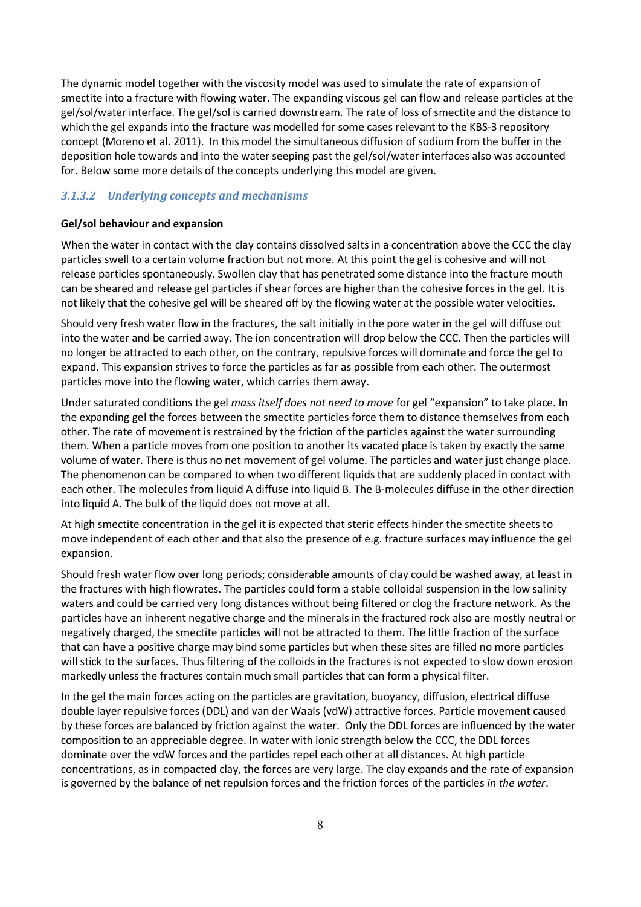The dynamic model together with the viscosity model was used to simulate the rate of expansion of smectite into a fracture with flowing water. The expanding viscous gel can flow and release particles at the gel/sol/water interface. The gel/sol is carried downstream. The rate of loss of smectite and the distance to which the gel expands into the fracture was modelled for some cases relevant to the KBS-3 repository concept (Moreno et al. 2011). In this model the simultaneous diffusion of sodium from the buffer in the deposition hole towards and into the water seeping past the gel/sol/water interfaces also was accounted for. Below some more details of the concepts underlying this model are given.

### *3.1.3.2 Underlying concepts and mechanisms*

**Gel/sol behaviour and expansion**

When the water in contact with the clay contains dissolved salts in a concentration above the CCC the clay particles swell to a certain volume fraction but not more. At this point the gel is cohesive and will not release particles spontaneously. Swollen clay that has penetrated some distance into the fracture mouth can be sheared and release gel particles if shear forces are higher than the cohesive forces in the gel. It is not likely that the cohesive gel will be sheared off by the flowing water at the possible water velocities.

Should very fresh water flow in the fractures, the salt initially in the pore water in the gel will diffuse out into the water and be carried away. The ion concentration will drop below the CCC. Then the particles will no longer be attracted to each other, on the contrary, repulsive forces will dominate and force the gel to expand. This expansion strives to force the particles as far as possible from each other. The outermost particles move into the flowing water, which carries them away.

Under saturated conditions the gel *mass itself does not need to move* for gel "expansion" to take place. In the expanding gel the forces between the smectite particles force them to distance themselves from each other. The rate of movement is restrained by the friction of the particles against the water surrounding them. When a particle moves from one position to another its vacated place is taken by exactly the same volume of water. There is thus no net movement of gel volume. The particles and water just change place. The phenomenon can be compared to when two different liquids that are suddenly placed in contact with each other. The molecules from liquid A diffuse into liquid B. The B-molecules diffuse in the other direction into liquid A. The bulk of the liquid does not move at all.

At high smectite concentration in the gel it is expected that steric effects hinder the smectite sheets to move independent of each other and that also the presence of e.g. fracture surfaces may influence the gel expansion.

Should fresh water flow over long periods; considerable amounts of clay could be washed away, at least in the fractures with high flowrates. The particles could form a stable colloidal suspension in the low salinity waters and could be carried very long distances without being filtered or clog the fracture network. As the particles have an inherent negative charge and the minerals in the fractured rock also are mostly neutral or negatively charged, the smectite particles will not be attracted to them. The little fraction of the surface that can have a positive charge may bind some particles but when these sites are filled no more particles will stick to the surfaces. Thus filtering of the colloids in the fractures is not expected to slow down erosion markedly unless the fractures contain much small particles that can form a physical filter.

In the gel the main forces acting on the particles are gravitation, buoyancy, diffusion, electrical diffuse double layer repulsive forces (DDL) and van der Waals (vdW) attractive forces. Particle movement caused by these forces are balanced by friction against the water. Only the DDL forces are influenced by the water composition to an appreciable degree. In water with ionic strength below the CCC, the DDL forces dominate over the vdW forces and the particles repel each other at all distances. At high particle concentrations, as in compacted clay, the forces are very large. The clay expands and the rate of expansion is governed by the balance of net repulsion forces and the friction forces of the particles *in the water*.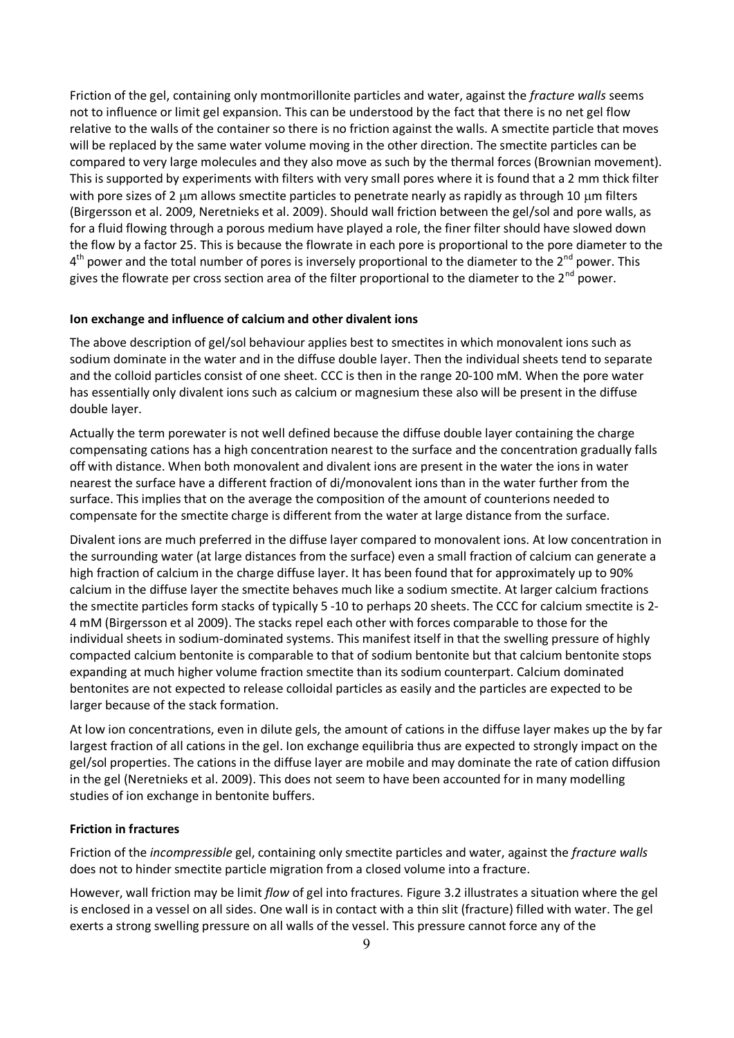Friction of the gel, containing only montmorillonite particles and water, against the *fracture walls* seems not to influence or limit gel expansion. This can be understood by the fact that there is no net gel flow relative to the walls of the container so there is no friction against the walls. A smectite particle that moves will be replaced by the same water volume moving in the other direction. The smectite particles can be compared to very large molecules and they also move as such by the thermal forces (Brownian movement). This is supported by experiments with filters with very small pores where it is found that a 2 mm thick filter with pore sizes of 2 μm allows smectite particles to penetrate nearly as rapidly as through 10 μm filters (Birgersson et al. 2009, Neretnieks et al. 2009). Should wall friction between the gel/sol and pore walls, as for a fluid flowing through a porous medium have played a role, the finer filter should have slowed down the flow by a factor 25. This is because the flowrate in each pore is proportional to the pore diameter to the $4^{th}$ power and the total number of pores is inversely proportional to the diameter to the $2^{nd}$ power. This gives the flowrate per cross section area of the filter proportional to the diameter to the $2^{nd}$ power.

**Ion exchange and influence of calcium and other divalent ions**

The above description of gel/sol behaviour applies best to smectites in which monovalent ions such as sodium dominate in the water and in the diffuse double layer. Then the individual sheets tend to separate and the colloid particles consist of one sheet. CCC is then in the range 20-100 mM. When the pore water has essentially only divalent ions such as calcium or magnesium these also will be present in the diffuse double layer.

Actually the term porewater is not well defined because the diffuse double layer containing the charge compensating cations has a high concentration nearest to the surface and the concentration gradually falls off with distance. When both monovalent and divalent ions are present in the water the ions in water nearest the surface have a different fraction of di/monovalent ions than in the water further from the surface. This implies that on the average the composition of the amount of counterions needed to compensate for the smectite charge is different from the water at large distance from the surface.

Divalent ions are much preferred in the diffuse layer compared to monovalent ions. At low concentration in the surrounding water (at large distances from the surface) even a small fraction of calcium can generate a high fraction of calcium in the charge diffuse layer. It has been found that for approximately up to 90% calcium in the diffuse layer the smectite behaves much like a sodium smectite. At larger calcium fractions the smectite particles form stacks of typically 5 -10 to perhaps 20 sheets. The CCC for calcium smectite is 2-4 mM (Birgersson et al 2009). The stacks repel each other with forces comparable to those for the individual sheets in sodium-dominated systems. This manifest itself in that the swelling pressure of highly compacted calcium bentonite is comparable to that of sodium bentonite but that calcium bentonite stops expanding at much higher volume fraction smectite than its sodium counterpart. Calcium dominated bentonites are not expected to release colloidal particles as easily and the particles are expected to be larger because of the stack formation.

At low ion concentrations, even in dilute gels, the amount of cations in the diffuse layer makes up the by far largest fraction of all cations in the gel. Ion exchange equilibria thus are expected to strongly impact on the gel/sol properties. The cations in the diffuse layer are mobile and may dominate the rate of cation diffusion in the gel (Neretnieks et al. 2009). This does not seem to have been accounted for in many modelling studies of ion exchange in bentonite buffers.

**Friction in fractures**

Friction of the *incompressible* gel, containing only smectite particles and water, against the *fracture walls* does not to hinder smectite particle migration from a closed volume into a fracture.

However, wall friction may be limit *flow* of gel into fractures. Figure 3.2 illustrates a situation where the gel is enclosed in a vessel on all sides. One wall is in contact with a thin slit (fracture) filled with water. The gel exerts a strong swelling pressure on all walls of the vessel. This pressure cannot force any of the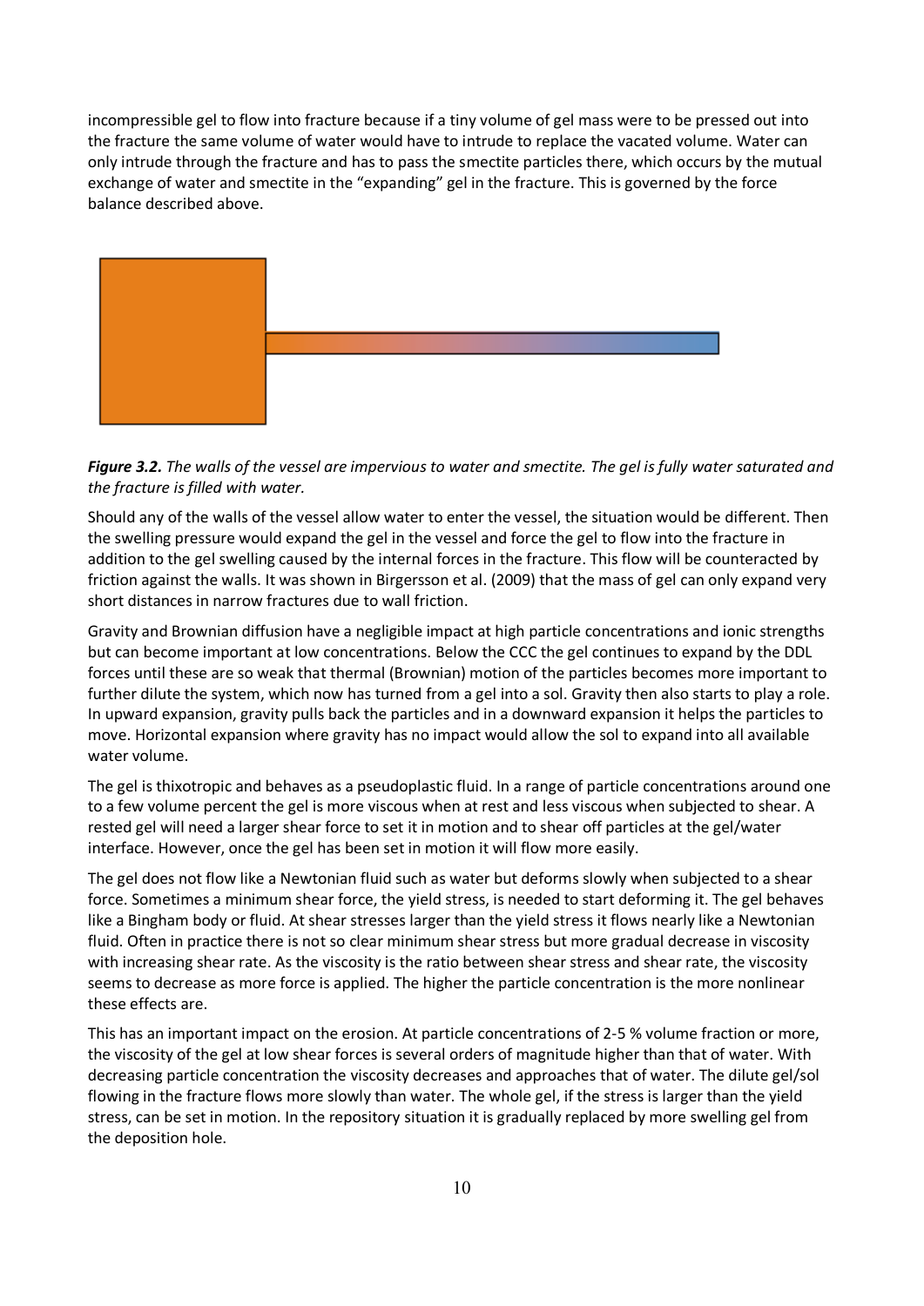incompressible gel to flow into fracture because if a tiny volume of gel mass were to be pressed out into the fracture the same volume of water would have to intrude to replace the vacated volume. Water can only intrude through the fracture and has to pass the smectite particles there, which occurs by the mutual exchange of water and smectite in the "expanding" gel in the fracture. This is governed by the force balance described above.

***Figure 3.2.*** *The walls of the vessel are impervious to water and smectite. The gel is fully water saturated and the fracture is filled with water.*

Should any of the walls of the vessel allow water to enter the vessel, the situation would be different. Then the swelling pressure would expand the gel in the vessel and force the gel to flow into the fracture in addition to the gel swelling caused by the internal forces in the fracture. This flow will be counteracted by friction against the walls. It was shown in Birgersson et al. (2009) that the mass of gel can only expand very short distances in narrow fractures due to wall friction.

Gravity and Brownian diffusion have a negligible impact at high particle concentrations and ionic strengths but can become important at low concentrations. Below the CCC the gel continues to expand by the DDL forces until these are so weak that thermal (Brownian) motion of the particles becomes more important to further dilute the system, which now has turned from a gel into a sol. Gravity then also starts to play a role. In upward expansion, gravity pulls back the particles and in a downward expansion it helps the particles to move. Horizontal expansion where gravity has no impact would allow the sol to expand into all available water volume.

The gel is thixotropic and behaves as a pseudoplastic fluid. In a range of particle concentrations around one to a few volume percent the gel is more viscous when at rest and less viscous when subjected to shear. A rested gel will need a larger shear force to set it in motion and to shear off particles at the gel/water interface. However, once the gel has been set in motion it will flow more easily.

The gel does not flow like a Newtonian fluid such as water but deforms slowly when subjected to a shear force. Sometimes a minimum shear force, the yield stress, is needed to start deforming it. The gel behaves like a Bingham body or fluid. At shear stresses larger than the yield stress it flows nearly like a Newtonian fluid. Often in practice there is not so clear minimum shear stress but more gradual decrease in viscosity with increasing shear rate. As the viscosity is the ratio between shear stress and shear rate, the viscosity seems to decrease as more force is applied. The higher the particle concentration is the more nonlinear these effects are.

This has an important impact on the erosion. At particle concentrations of 2-5 % volume fraction or more, the viscosity of the gel at low shear forces is several orders of magnitude higher than that of water. With decreasing particle concentration the viscosity decreases and approaches that of water. The dilute gel/sol flowing in the fracture flows more slowly than water. The whole gel, if the stress is larger than the yield stress, can be set in motion. In the repository situation it is gradually replaced by more swelling gel from the deposition hole.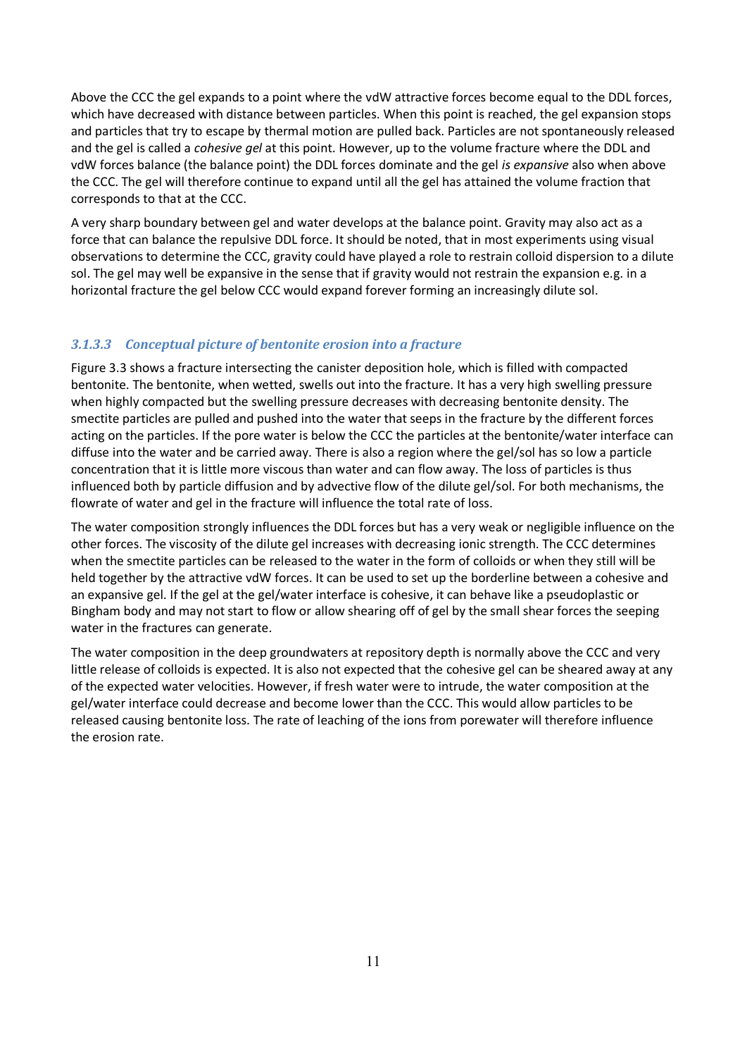Above the CCC the gel expands to a point where the vdW attractive forces become equal to the DDL forces, which have decreased with distance between particles. When this point is reached, the gel expansion stops and particles that try to escape by thermal motion are pulled back. Particles are not spontaneously released and the gel is called a *cohesive gel* at this point. However, up to the volume fracture where the DDL and vdW forces balance (the balance point) the DDL forces dominate and the gel *is expansive* also when above the CCC. The gel will therefore continue to expand until all the gel has attained the volume fraction that corresponds to that at the CCC.

A very sharp boundary between gel and water develops at the balance point. Gravity may also act as a force that can balance the repulsive DDL force. It should be noted, that in most experiments using visual observations to determine the CCC, gravity could have played a role to restrain colloid dispersion to a dilute sol. The gel may well be expansive in the sense that if gravity would not restrain the expansion e.g. in a horizontal fracture the gel below CCC would expand forever forming an increasingly dilute sol.

### *3.1.3.3 Conceptual picture of bentonite erosion into a fracture*

Figure 3.3 shows a fracture intersecting the canister deposition hole, which is filled with compacted bentonite. The bentonite, when wetted, swells out into the fracture. It has a very high swelling pressure when highly compacted but the swelling pressure decreases with decreasing bentonite density. The smectite particles are pulled and pushed into the water that seeps in the fracture by the different forces acting on the particles. If the pore water is below the CCC the particles at the bentonite/water interface can diffuse into the water and be carried away. There is also a region where the gel/sol has so low a particle concentration that it is little more viscous than water and can flow away. The loss of particles is thus influenced both by particle diffusion and by advective flow of the dilute gel/sol. For both mechanisms, the flowrate of water and gel in the fracture will influence the total rate of loss.

The water composition strongly influences the DDL forces but has a very weak or negligible influence on the other forces. The viscosity of the dilute gel increases with decreasing ionic strength. The CCC determines when the smectite particles can be released to the water in the form of colloids or when they still will be held together by the attractive vdW forces. It can be used to set up the borderline between a cohesive and an expansive gel. If the gel at the gel/water interface is cohesive, it can behave like a pseudoplastic or Bingham body and may not start to flow or allow shearing off of gel by the small shear forces the seeping water in the fractures can generate.

The water composition in the deep groundwaters at repository depth is normally above the CCC and very little release of colloids is expected. It is also not expected that the cohesive gel can be sheared away at any of the expected water velocities. However, if fresh water were to intrude, the water composition at the gel/water interface could decrease and become lower than the CCC. This would allow particles to be released causing bentonite loss. The rate of leaching of the ions from porewater will therefore influence the erosion rate.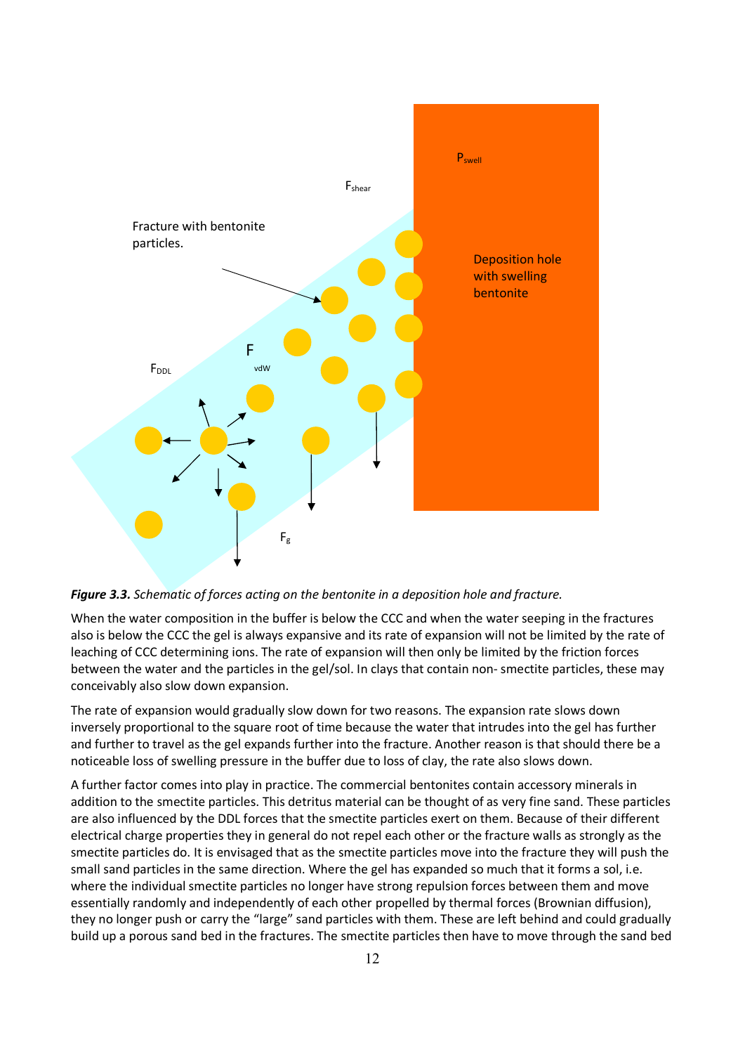*Figure 3.3. Schematic of forces acting on the bentonite in a deposition hole and fracture.*

When the water composition in the buffer is below the CCC and when the water seeping in the fractures also is below the CCC the gel is always expansive and its rate of expansion will not be limited by the rate of leaching of CCC determining ions. The rate of expansion will then only be limited by the friction forces between the water and the particles in the gel/sol. In clays that contain non- smectite particles, these may conceivably also slow down expansion.

The rate of expansion would gradually slow down for two reasons. The expansion rate slows down inversely proportional to the square root of time because the water that intrudes into the gel has further and further to travel as the gel expands further into the fracture. Another reason is that should there be a noticeable loss of swelling pressure in the buffer due to loss of clay, the rate also slows down.

A further factor comes into play in practice. The commercial bentonites contain accessory minerals in addition to the smectite particles. This detritus material can be thought of as very fine sand. These particles are also influenced by the DDL forces that the smectite particles exert on them. Because of their different electrical charge properties they in general do not repel each other or the fracture walls as strongly as the smectite particles do. It is envisaged that as the smectite particles move into the fracture they will push the small sand particles in the same direction. Where the gel has expanded so much that it forms a sol, i.e. where the individual smectite particles no longer have strong repulsion forces between them and move essentially randomly and independently of each other propelled by thermal forces (Brownian diffusion), they no longer push or carry the "large" sand particles with them. These are left behind and could gradually build up a porous sand bed in the fractures. The smectite particles then have to move through the sand bed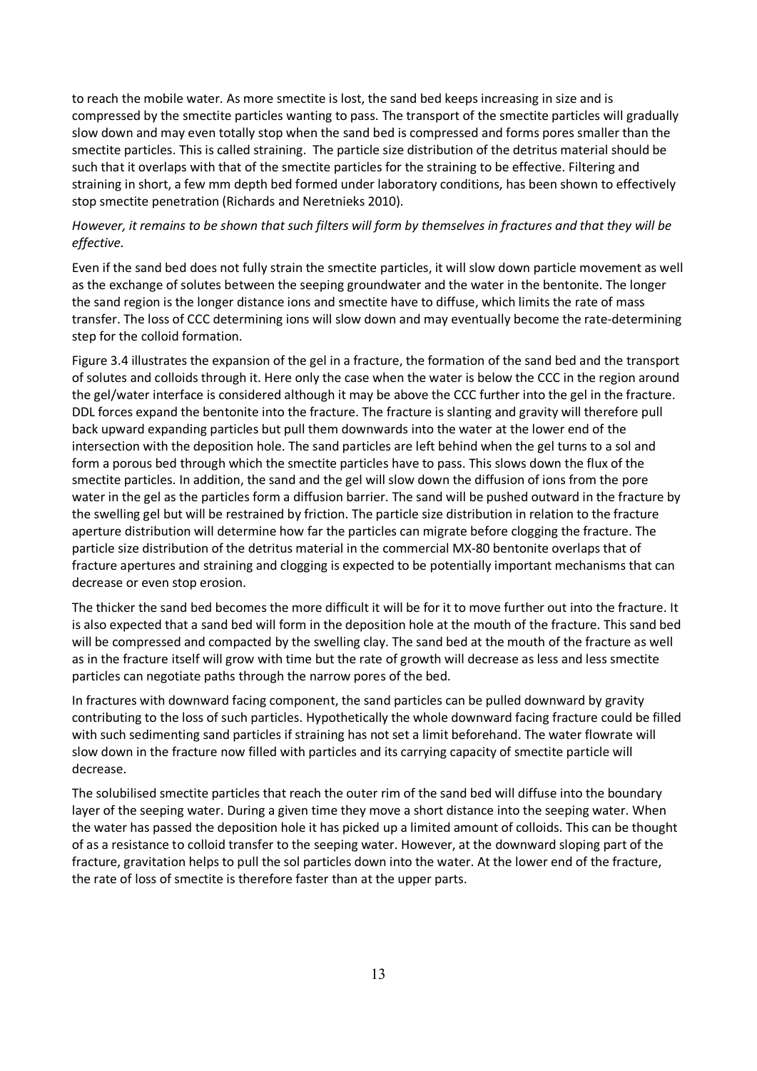to reach the mobile water. As more smectite is lost, the sand bed keeps increasing in size and is compressed by the smectite particles wanting to pass. The transport of the smectite particles will gradually slow down and may even totally stop when the sand bed is compressed and forms pores smaller than the smectite particles. This is called straining. The particle size distribution of the detritus material should be such that it overlaps with that of the smectite particles for the straining to be effective. Filtering and straining in short, a few mm depth bed formed under laboratory conditions, has been shown to effectively stop smectite penetration (Richards and Neretnieks 2010).

*However, it remains to be shown that such filters will form by themselves in fractures and that they will be effective.*

Even if the sand bed does not fully strain the smectite particles, it will slow down particle movement as well as the exchange of solutes between the seeping groundwater and the water in the bentonite. The longer the sand region is the longer distance ions and smectite have to diffuse, which limits the rate of mass transfer. The loss of CCC determining ions will slow down and may eventually become the rate-determining step for the colloid formation.

Figure 3.4 illustrates the expansion of the gel in a fracture, the formation of the sand bed and the transport of solutes and colloids through it. Here only the case when the water is below the CCC in the region around the gel/water interface is considered although it may be above the CCC further into the gel in the fracture. DDL forces expand the bentonite into the fracture. The fracture is slanting and gravity will therefore pull back upward expanding particles but pull them downwards into the water at the lower end of the intersection with the deposition hole. The sand particles are left behind when the gel turns to a sol and form a porous bed through which the smectite particles have to pass. This slows down the flux of the smectite particles. In addition, the sand and the gel will slow down the diffusion of ions from the pore water in the gel as the particles form a diffusion barrier. The sand will be pushed outward in the fracture by the swelling gel but will be restrained by friction. The particle size distribution in relation to the fracture aperture distribution will determine how far the particles can migrate before clogging the fracture. The particle size distribution of the detritus material in the commercial MX-80 bentonite overlaps that of fracture apertures and straining and clogging is expected to be potentially important mechanisms that can decrease or even stop erosion.

The thicker the sand bed becomes the more difficult it will be for it to move further out into the fracture. It is also expected that a sand bed will form in the deposition hole at the mouth of the fracture. This sand bed will be compressed and compacted by the swelling clay. The sand bed at the mouth of the fracture as well as in the fracture itself will grow with time but the rate of growth will decrease as less and less smectite particles can negotiate paths through the narrow pores of the bed.

In fractures with downward facing component, the sand particles can be pulled downward by gravity contributing to the loss of such particles. Hypothetically the whole downward facing fracture could be filled with such sedimenting sand particles if straining has not set a limit beforehand. The water flowrate will slow down in the fracture now filled with particles and its carrying capacity of smectite particle will decrease.

The solubilised smectite particles that reach the outer rim of the sand bed will diffuse into the boundary layer of the seeping water. During a given time they move a short distance into the seeping water. When the water has passed the deposition hole it has picked up a limited amount of colloids. This can be thought of as a resistance to colloid transfer to the seeping water. However, at the downward sloping part of the fracture, gravitation helps to pull the sol particles down into the water. At the lower end of the fracture, the rate of loss of smectite is therefore faster than at the upper parts.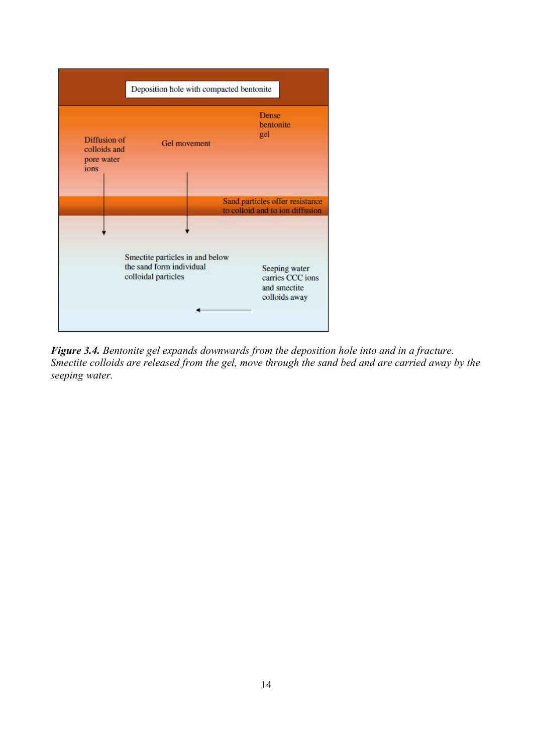Deposition hole with compacted bentonite

Dense bentonite gel

Diffusion of colloids and pore water ions

Gel movement

Sand particles offer resistance to colloid and to ion diffusion

Smectite particles in and below the sand form individual colloidal particles

Seeping water carries CCC ions and smectite colloids away

***Figure 3.4.*** *Bentonite gel expands downwards from the deposition hole into and in a fracture. Smectite colloids are released from the gel, move through the sand bed and are carried away by the seeping water.*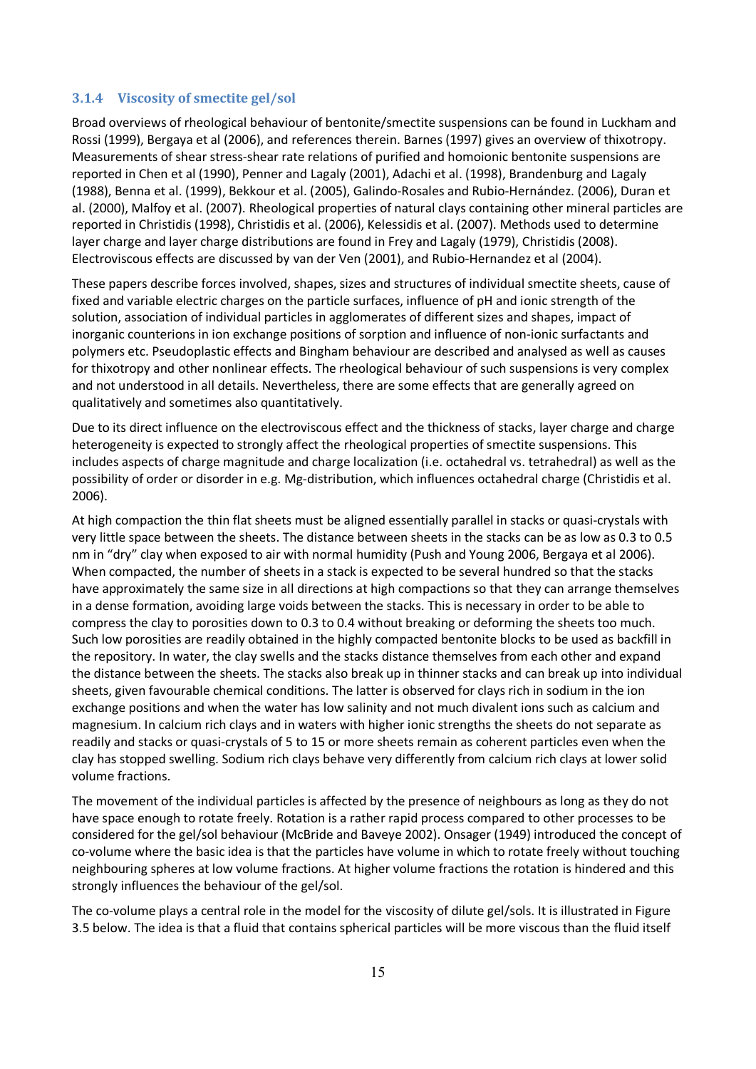### 3.1.4 Viscosity of smectite gel/sol

Broad overviews of rheological behaviour of bentonite/smectite suspensions can be found in Luckham and Rossi (1999), Bergaya et al (2006), and references therein. Barnes (1997) gives an overview of thixotropy. Measurements of shear stress-shear rate relations of purified and homoionic bentonite suspensions are reported in Chen et al (1990), Penner and Lagaly (2001), Adachi et al. (1998), Brandenburg and Lagaly (1988), Benna et al. (1999), Bekkour et al. (2005), Galindo-Rosales and Rubio-Hernández. (2006), Duran et al. (2000), Malfoy et al. (2007). Rheological properties of natural clays containing other mineral particles are reported in Christidis (1998), Christidis et al. (2006), Kelessidis et al. (2007). Methods used to determine layer charge and layer charge distributions are found in Frey and Lagaly (1979), Christidis (2008). Electroviscous effects are discussed by van der Ven (2001), and Rubio-Hernandez et al (2004).

These papers describe forces involved, shapes, sizes and structures of individual smectite sheets, cause of fixed and variable electric charges on the particle surfaces, influence of pH and ionic strength of the solution, association of individual particles in agglomerates of different sizes and shapes, impact of inorganic counterions in ion exchange positions of sorption and influence of non-ionic surfactants and polymers etc. Pseudoplastic effects and Bingham behaviour are described and analysed as well as causes for thixotropy and other nonlinear effects. The rheological behaviour of such suspensions is very complex and not understood in all details. Nevertheless, there are some effects that are generally agreed on qualitatively and sometimes also quantitatively.

Due to its direct influence on the electroviscous effect and the thickness of stacks, layer charge and charge heterogeneity is expected to strongly affect the rheological properties of smectite suspensions. This includes aspects of charge magnitude and charge localization (i.e. octahedral vs. tetrahedral) as well as the possibility of order or disorder in e.g. Mg-distribution, which influences octahedral charge (Christidis et al. 2006).

At high compaction the thin flat sheets must be aligned essentially parallel in stacks or quasi-crystals with very little space between the sheets. The distance between sheets in the stacks can be as low as 0.3 to 0.5 nm in "dry" clay when exposed to air with normal humidity (Push and Young 2006, Bergaya et al 2006). When compacted, the number of sheets in a stack is expected to be several hundred so that the stacks have approximately the same size in all directions at high compactions so that they can arrange themselves in a dense formation, avoiding large voids between the stacks. This is necessary in order to be able to compress the clay to porosities down to 0.3 to 0.4 without breaking or deforming the sheets too much. Such low porosities are readily obtained in the highly compacted bentonite blocks to be used as backfill in the repository. In water, the clay swells and the stacks distance themselves from each other and expand the distance between the sheets. The stacks also break up in thinner stacks and can break up into individual sheets, given favourable chemical conditions. The latter is observed for clays rich in sodium in the ion exchange positions and when the water has low salinity and not much divalent ions such as calcium and magnesium. In calcium rich clays and in waters with higher ionic strengths the sheets do not separate as readily and stacks or quasi-crystals of 5 to 15 or more sheets remain as coherent particles even when the clay has stopped swelling. Sodium rich clays behave very differently from calcium rich clays at lower solid volume fractions.

The movement of the individual particles is affected by the presence of neighbours as long as they do not have space enough to rotate freely. Rotation is a rather rapid process compared to other processes to be considered for the gel/sol behaviour (McBride and Baveye 2002). Onsager (1949) introduced the concept of co-volume where the basic idea is that the particles have volume in which to rotate freely without touching neighbouring spheres at low volume fractions. At higher volume fractions the rotation is hindered and this strongly influences the behaviour of the gel/sol.

The co-volume plays a central role in the model for the viscosity of dilute gel/sols. It is illustrated in Figure 3.5 below. The idea is that a fluid that contains spherical particles will be more viscous than the fluid itself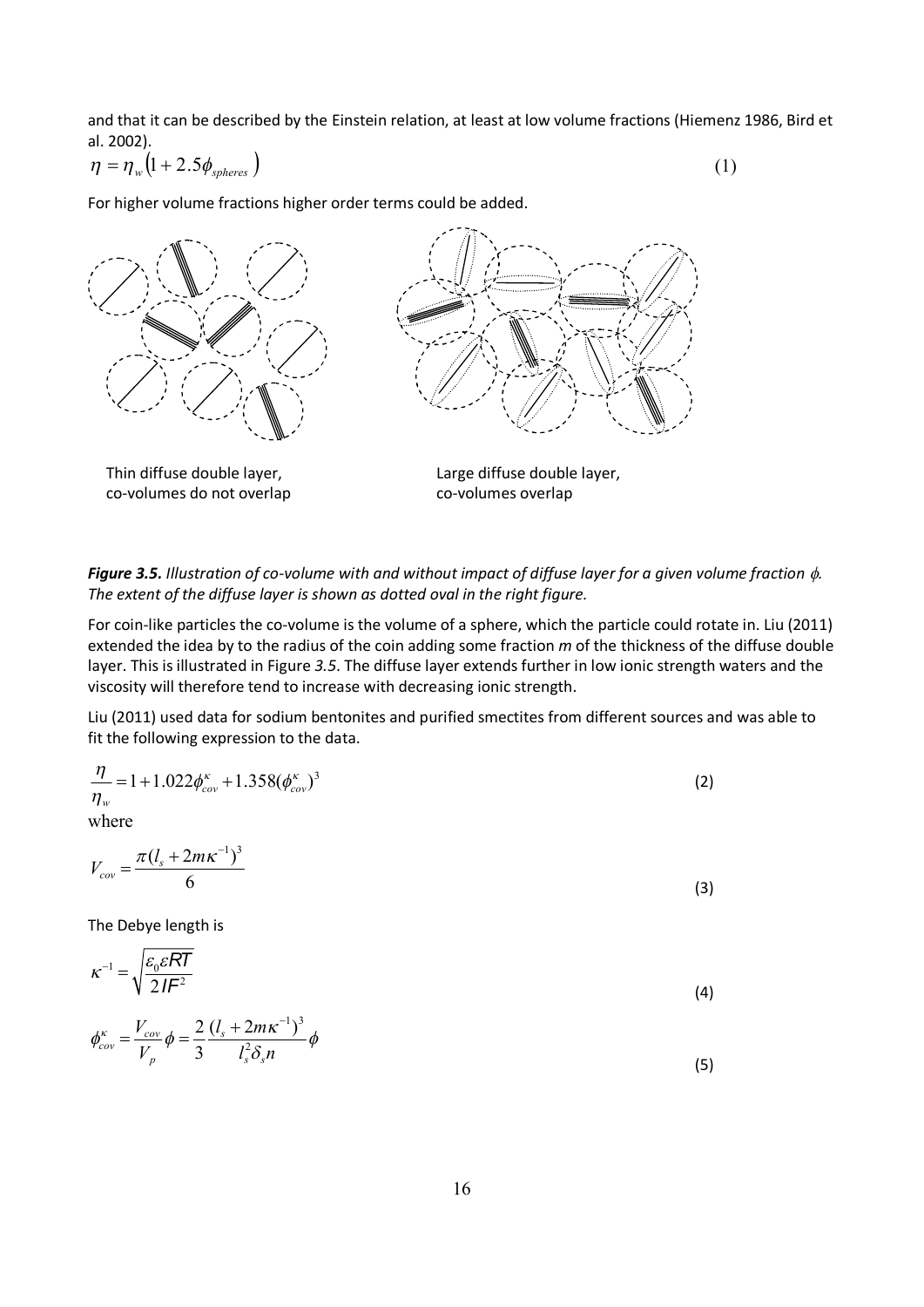and that it can be described by the Einstein relation, at least at low volume fractions (Hiemenz 1986, Bird et al. 2002).

$$\eta = \eta_w \left(1 + 2.5\phi_{spheres}\right) \tag{1}$$

For higher volume fractions higher order terms could be added.

Thin diffuse double layer, co-volumes do not overlap

Large diffuse double layer, co-volumes overlap

***Figure 3.5.*** *Illustration of co-volume with and without impact of diffuse layer for a given volume fraction $\phi$. The extent of the diffuse layer is shown as dotted oval in the right figure.*

For coin-like particles the co-volume is the volume of a sphere, which the particle could rotate in. Liu (2011) extended the idea by to the radius of the coin adding some fraction *m* of the thickness of the diffuse double layer. This is illustrated in Figure *3.5*. The diffuse layer extends further in low ionic strength waters and the viscosity will therefore tend to increase with decreasing ionic strength.

Liu (2011) used data for sodium bentonites and purified smectites from different sources and was able to fit the following expression to the data.

$$\frac{\eta}{\eta_w} = 1 + 1.022\phi_{cov}^{\kappa} + 1.358(\phi_{cov}^{\kappa})^3 \tag{2}$$

where

$$V_{cov} = \frac{\pi(l_s + 2m\kappa^{-1})^3}{6} \tag{3}$$

The Debye length is

$$\kappa^{-1} = \sqrt{\frac{\varepsilon_0 \varepsilon RT}{2IF^2}} \tag{4}$$

$$\phi_{cov}^{\kappa} = \frac{V_{cov}}{V_p}\phi = \frac{2}{3}\frac{(l_s + 2m\kappa^{-1})^3}{l_s^2 \delta_s n}\phi \tag{5}$$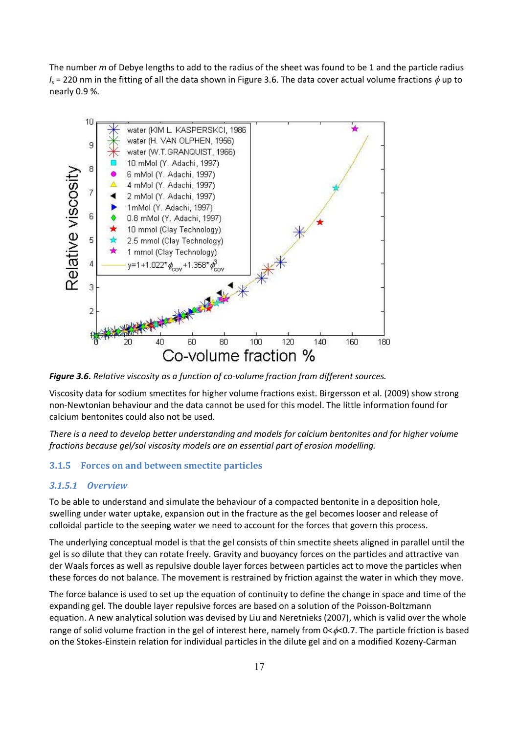The number $m$ of Debye lengths to add to the radius of the sheet was found to be 1 and the particle radius $l_s$ = 220 nm in the fitting of all the data shown in Figure 3.6. The data cover actual volume fractions $\phi$ up to nearly 0.9 %.

***Figure 3.6.*** *Relative viscosity as a function of co-volume fraction from different sources.*

Viscosity data for sodium smectites for higher volume fractions exist. Birgersson et al. (2009) show strong non-Newtonian behaviour and the data cannot be used for this model. The little information found for calcium bentonites could also not be used.

*There is a need to develop better understanding and models for calcium bentonites and for higher volume fractions because gel/sol viscosity models are an essential part of erosion modelling.*

### 3.1.5 Forces on and between smectite particles

#### *3.1.5.1 Overview*

To be able to understand and simulate the behaviour of a compacted bentonite in a deposition hole, swelling under water uptake, expansion out in the fracture as the gel becomes looser and release of colloidal particle to the seeping water we need to account for the forces that govern this process.

The underlying conceptual model is that the gel consists of thin smectite sheets aligned in parallel until the gel is so dilute that they can rotate freely. Gravity and buoyancy forces on the particles and attractive van der Waals forces as well as repulsive double layer forces between particles act to move the particles when these forces do not balance. The movement is restrained by friction against the water in which they move.

The force balance is used to set up the equation of continuity to define the change in space and time of the expanding gel. The double layer repulsive forces are based on a solution of the Poisson-Boltzmann equation. A new analytical solution was devised by Liu and Neretnieks (2007), which is valid over the whole range of solid volume fraction in the gel of interest here, namely from $0<\phi<0.7$. The particle friction is based on the Stokes-Einstein relation for individual particles in the dilute gel and on a modified Kozeny-Carman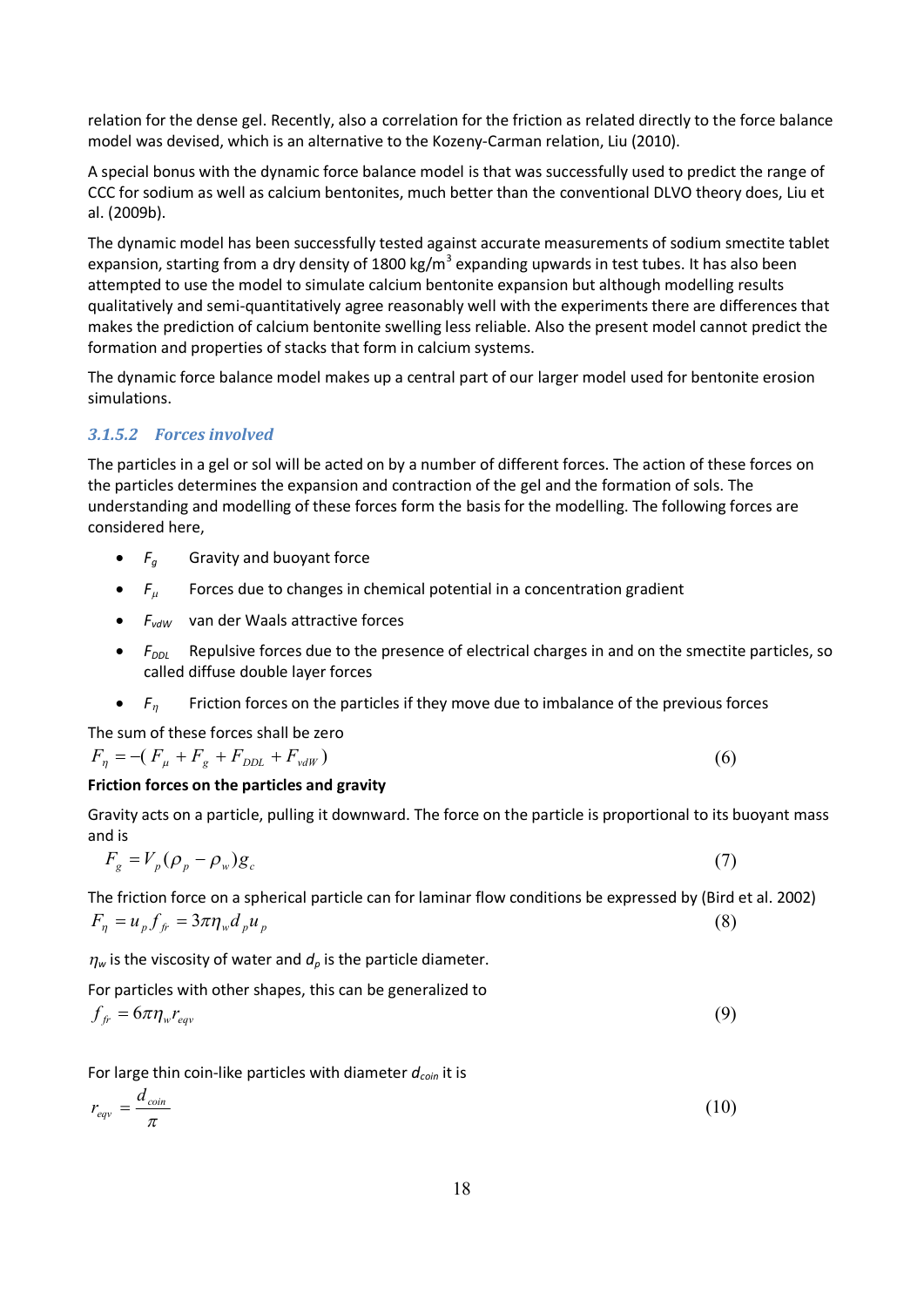relation for the dense gel. Recently, also a correlation for the friction as related directly to the force balance model was devised, which is an alternative to the Kozeny-Carman relation, Liu (2010).

A special bonus with the dynamic force balance model is that was successfully used to predict the range of CCC for sodium as well as calcium bentonites, much better than the conventional DLVO theory does, Liu et al. (2009b).

The dynamic model has been successfully tested against accurate measurements of sodium smectite tablet expansion, starting from a dry density of 1800 kg/m$^3$ expanding upwards in test tubes. It has also been attempted to use the model to simulate calcium bentonite expansion but although modelling results qualitatively and semi-quantitatively agree reasonably well with the experiments there are differences that makes the prediction of calcium bentonite swelling less reliable. Also the present model cannot predict the formation and properties of stacks that form in calcium systems.

The dynamic force balance model makes up a central part of our larger model used for bentonite erosion simulations.

### 3.1.5.2 Forces involved

The particles in a gel or sol will be acted on by a number of different forces. The action of these forces on the particles determines the expansion and contraction of the gel and the formation of sols. The understanding and modelling of these forces form the basis for the modelling. The following forces are considered here,

- $F_g$ Gravity and buoyant force
- $F_\mu$ Forces due to changes in chemical potential in a concentration gradient
- $F_{vdW}$ van der Waals attractive forces
- $F_{DDL}$ Repulsive forces due to the presence of electrical charges in and on the smectite particles, so called diffuse double layer forces
- $F_\eta$ Friction forces on the particles if they move due to imbalance of the previous forces

The sum of these forces shall be zero

$$F_\eta = -(F_\mu + F_g + F_{DDL} + F_{vdW}) \tag{6}$$

**Friction forces on the particles and gravity**

Gravity acts on a particle, pulling it downward. The force on the particle is proportional to its buoyant mass and is

$$F_g = V_p(\rho_p - \rho_w)g_c \tag{7}$$

The friction force on a spherical particle can for laminar flow conditions be expressed by (Bird et al. 2002)

$$F_\eta = u_p f_{fr} = 3\pi\eta_w d_p u_p \tag{8}$$

$\eta_w$ is the viscosity of water and $d_p$ is the particle diameter.

For particles with other shapes, this can be generalized to

$$f_{fr} = 6\pi\eta_w r_{eqv} \tag{9}$$

For large thin coin-like particles with diameter $d_{coin}$ it is

$$r_{eqv} = \frac{d_{coin}}{\pi} \tag{10}$$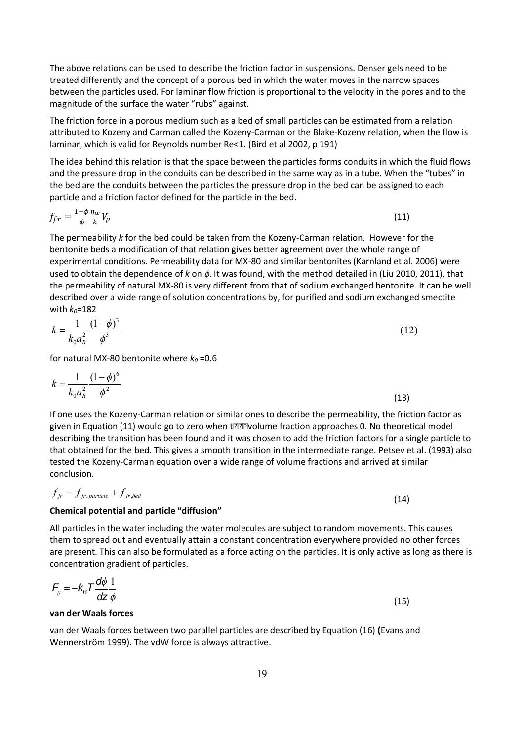The above relations can be used to describe the friction factor in suspensions. Denser gels need to be treated differently and the concept of a porous bed in which the water moves in the narrow spaces between the particles used. For laminar flow friction is proportional to the velocity in the pores and to the magnitude of the surface the water "rubs" against.

The friction force in a porous medium such as a bed of small particles can be estimated from a relation attributed to Kozeny and Carman called the Kozeny-Carman or the Blake-Kozeny relation, when the flow is laminar, which is valid for Reynolds number Re<1. (Bird et al 2002, p 191)

The idea behind this relation is that the space between the particles forms conduits in which the fluid flows and the pressure drop in the conduits can be described in the same way as in a tube. When the "tubes" in the bed are the conduits between the particles the pressure drop in the bed can be assigned to each particle and a friction factor defined for the particle in the bed.

$$f_{fr} = \frac{1-\phi}{\phi}\frac{\eta_w}{k}V_p \tag{11}$$

The permeability $k$ for the bed could be taken from the Kozeny-Carman relation. However for the bentonite beds a modification of that relation gives better agreement over the whole range of experimental conditions. Permeability data for MX-80 and similar bentonites (Karnland et al. 2006) were used to obtain the dependence of $k$ on $\phi$. It was found, with the method detailed in (Liu 2010, 2011), that the permeability of natural MX-80 is very different from that of sodium exchanged bentonite. It can be well described over a wide range of solution concentrations by, for purified and sodium exchanged smectite with $k_0$=182

$$k = \frac{1}{k_0 a_R^2}\frac{(1-\phi)^3}{\phi^3} \tag{12}$$

for natural MX-80 bentonite where $k_0$ =0.6

$$k = \frac{1}{k_0 a_R^2}\frac{(1-\phi)^6}{\phi^2} \tag{13}$$

If one uses the Kozeny-Carman relation or similar ones to describe the permeability, the friction factor as given in Equation (11) would go to zero when t��� volume fraction approaches 0. No theoretical model describing the transition has been found and it was chosen to add the friction factors for a single particle to that obtained for the bed. This gives a smooth transition in the intermediate range. Petsev et al. (1993) also tested the Kozeny-Carman equation over a wide range of volume fractions and arrived at similar conclusion.

$$f_{fr} = f_{fr,particle} + f_{fr,bed} \tag{14}$$

**Chemical potential and particle "diffusion"**

All particles in the water including the water molecules are subject to random movements. This causes them to spread out and eventually attain a constant concentration everywhere provided no other forces are present. This can also be formulated as a force acting on the particles. It is only active as long as there is concentration gradient of particles.

$$F_\mu = -k_B T \frac{d\phi}{dz}\frac{1}{\phi} \tag{15}$$

**van der Waals forces**

van der Waals forces between two parallel particles are described by Equation (16) **(**Evans and Wennerström 1999)**.** The vdW force is always attractive.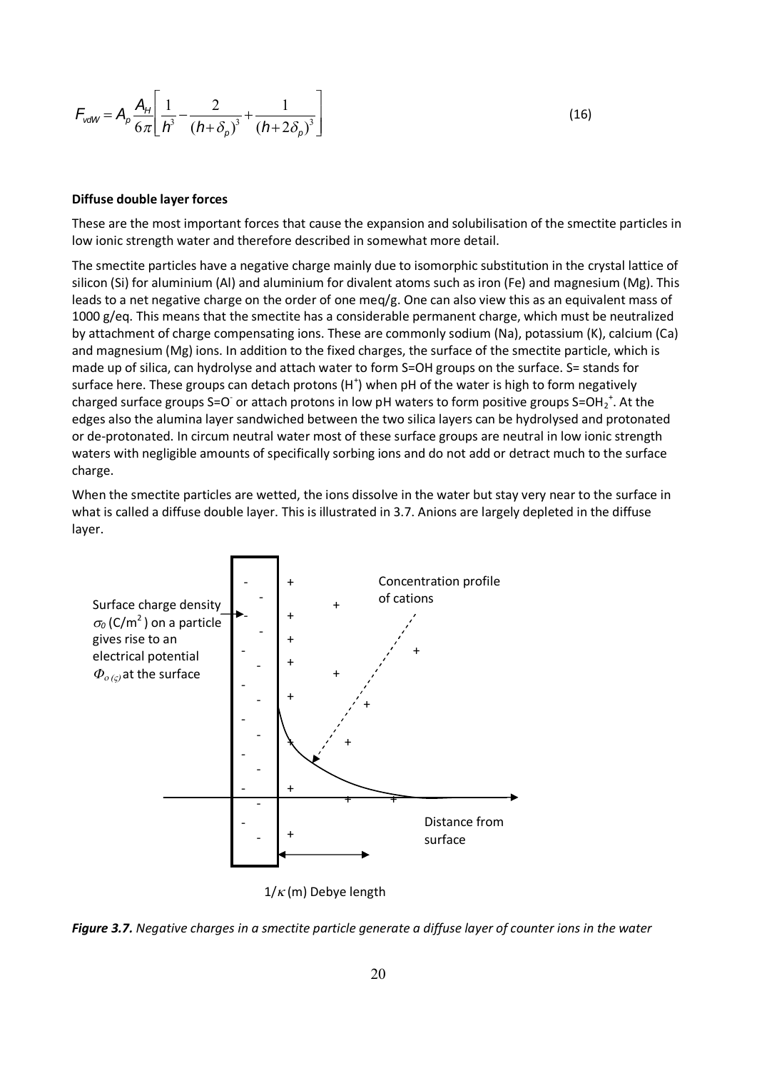$$F_{vdW} = A_p \frac{A_H}{6\pi}\left[\frac{1}{h^3} - \frac{2}{(h+\delta_p)^3} + \frac{1}{(h+2\delta_p)^3}\right] \tag{16}$$

**Diffuse double layer forces**

These are the most important forces that cause the expansion and solubilisation of the smectite particles in low ionic strength water and therefore described in somewhat more detail.

The smectite particles have a negative charge mainly due to isomorphic substitution in the crystal lattice of silicon (Si) for aluminium (Al) and aluminium for divalent atoms such as iron (Fe) and magnesium (Mg). This leads to a net negative charge on the order of one meq/g. One can also view this as an equivalent mass of 1000 g/eq. This means that the smectite has a considerable permanent charge, which must be neutralized by attachment of charge compensating ions. These are commonly sodium (Na), potassium (K), calcium (Ca) and magnesium (Mg) ions. In addition to the fixed charges, the surface of the smectite particle, which is made up of silica, can hydrolyse and attach water to form S=OH groups on the surface. S= stands for surface here. These groups can detach protons ($H^+$) when pH of the water is high to form negatively charged surface groups $S{=}O^-$ or attach protons in low pH waters to form positive groups $S{=}OH_2^+$. At the edges also the alumina layer sandwiched between the two silica layers can be hydrolysed and protonated or de-protonated. In circum neutral water most of these surface groups are neutral in low ionic strength waters with negligible amounts of specifically sorbing ions and do not add or detract much to the surface charge.

When the smectite particles are wetted, the ions dissolve in the water but stay very near to the surface in what is called a diffuse double layer. This is illustrated in 3.7. Anions are largely depleted in the diffuse layer.

Surface charge density $\sigma_0$ (C/m$^2$) on a particle gives rise to an electrical potential $\Phi_{o(\varsigma)}$ at the surface

Concentration profile of cations

Distance from surface

$1/\kappa$ (m) Debye length

***Figure 3.7.*** *Negative charges in a smectite particle generate a diffuse layer of counter ions in the water*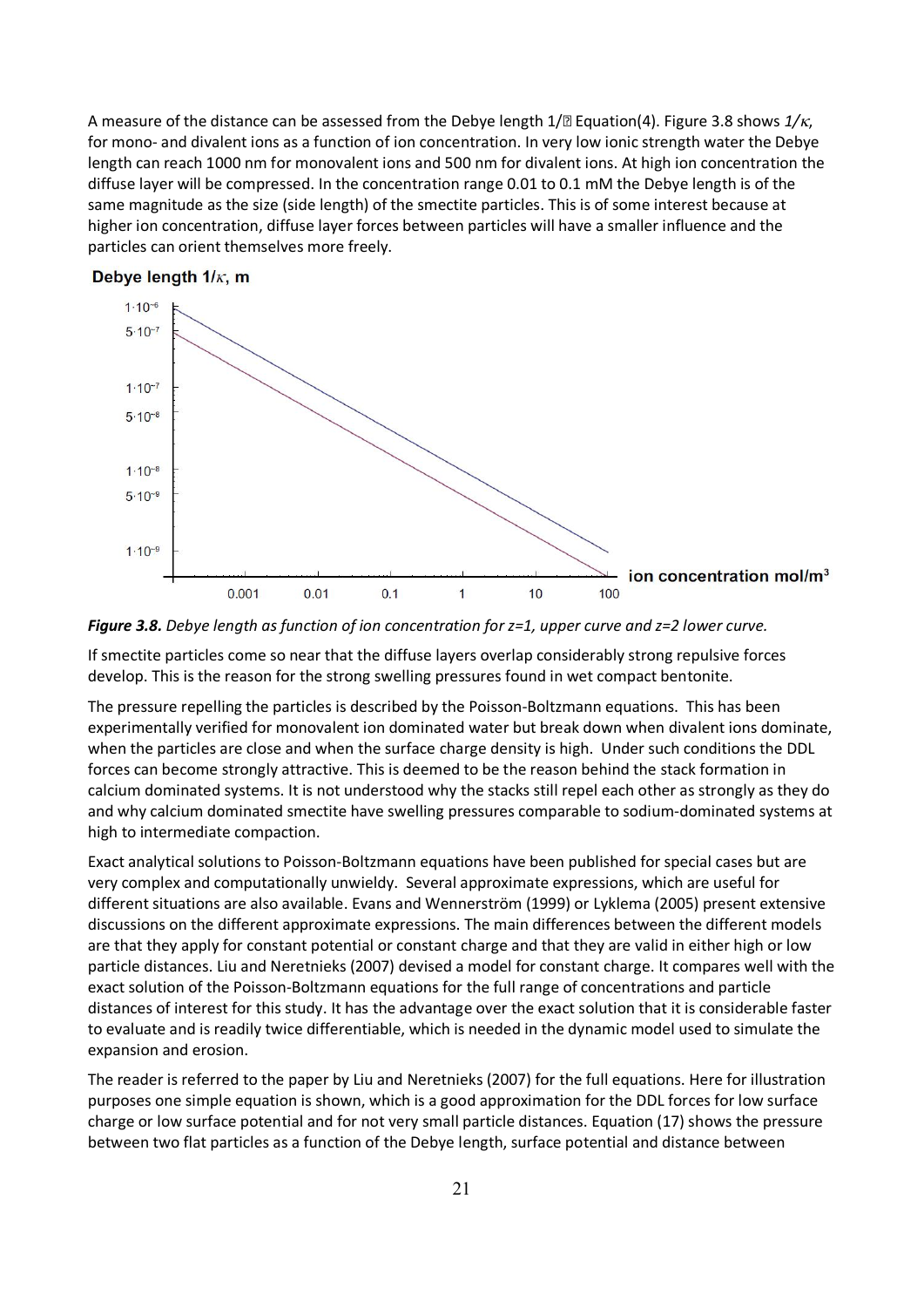A measure of the distance can be assessed from the Debye length 1/κ Equation(4). Figure 3.8 shows *1/κ*, for mono- and divalent ions as a function of ion concentration. In very low ionic strength water the Debye length can reach 1000 nm for monovalent ions and 500 nm for divalent ions. At high ion concentration the diffuse layer will be compressed. In the concentration range 0.01 to 0.1 mM the Debye length is of the same magnitude as the size (side length) of the smectite particles. This is of some interest because at higher ion concentration, diffuse layer forces between particles will have a smaller influence and the particles can orient themselves more freely.

***Figure 3.8.*** *Debye length as function of ion concentration for z=1, upper curve and z=2 lower curve.*

If smectite particles come so near that the diffuse layers overlap considerably strong repulsive forces develop. This is the reason for the strong swelling pressures found in wet compact bentonite.

The pressure repelling the particles is described by the Poisson-Boltzmann equations. This has been experimentally verified for monovalent ion dominated water but break down when divalent ions dominate, when the particles are close and when the surface charge density is high. Under such conditions the DDL forces can become strongly attractive. This is deemed to be the reason behind the stack formation in calcium dominated systems. It is not understood why the stacks still repel each other as strongly as they do and why calcium dominated smectite have swelling pressures comparable to sodium-dominated systems at high to intermediate compaction.

Exact analytical solutions to Poisson-Boltzmann equations have been published for special cases but are very complex and computationally unwieldy. Several approximate expressions, which are useful for different situations are also available. Evans and Wennerström (1999) or Lyklema (2005) present extensive discussions on the different approximate expressions. The main differences between the different models are that they apply for constant potential or constant charge and that they are valid in either high or low particle distances. Liu and Neretnieks (2007) devised a model for constant charge. It compares well with the exact solution of the Poisson-Boltzmann equations for the full range of concentrations and particle distances of interest for this study. It has the advantage over the exact solution that it is considerable faster to evaluate and is readily twice differentiable, which is needed in the dynamic model used to simulate the expansion and erosion.

The reader is referred to the paper by Liu and Neretnieks (2007) for the full equations. Here for illustration purposes one simple equation is shown, which is a good approximation for the DDL forces for low surface charge or low surface potential and for not very small particle distances. Equation (17) shows the pressure between two flat particles as a function of the Debye length, surface potential and distance between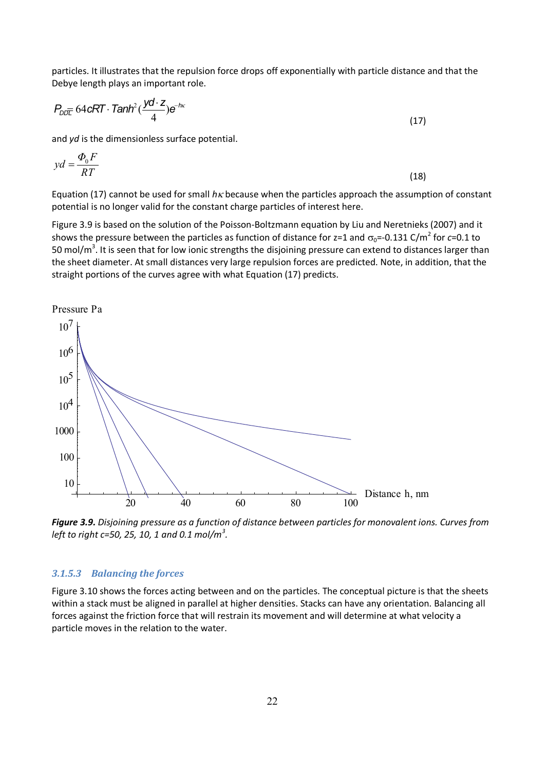particles. It illustrates that the repulsion force drops off exponentially with particle distance and that the Debye length plays an important role.

$$P_{DDL} = 64cRT \cdot Tanh^2\left(\frac{yd \cdot z}{4}\right)e^{-h\kappa} \tag{17}$$

and *yd* is the dimensionless surface potential.

$$yd = \frac{\Phi_0 F}{RT} \tag{18}$$

Equation (17) cannot be used for small $h\kappa$ because when the particles approach the assumption of constant potential is no longer valid for the constant charge particles of interest here.

Figure 3.9 is based on the solution of the Poisson-Boltzmann equation by Liu and Neretnieks (2007) and it shows the pressure between the particles as function of distance for z=1 and $\sigma_0$=-0.131 C/m$^2$ for *c*=0.1 to 50 mol/m$^3$. It is seen that for low ionic strengths the disjoining pressure can extend to distances larger than the sheet diameter. At small distances very large repulsion forces are predicted. Note, in addition, that the straight portions of the curves agree with what Equation (17) predicts.

***Figure 3.9.*** *Disjoining pressure as a function of distance between particles for monovalent ions. Curves from left to right c=50, 25, 10, 1 and 0.1 mol/m$^3$.*

### 3.1.5.3 Balancing the forces

Figure 3.10 shows the forces acting between and on the particles. The conceptual picture is that the sheets within a stack must be aligned in parallel at higher densities. Stacks can have any orientation. Balancing all forces against the friction force that will restrain its movement and will determine at what velocity a particle moves in the relation to the water.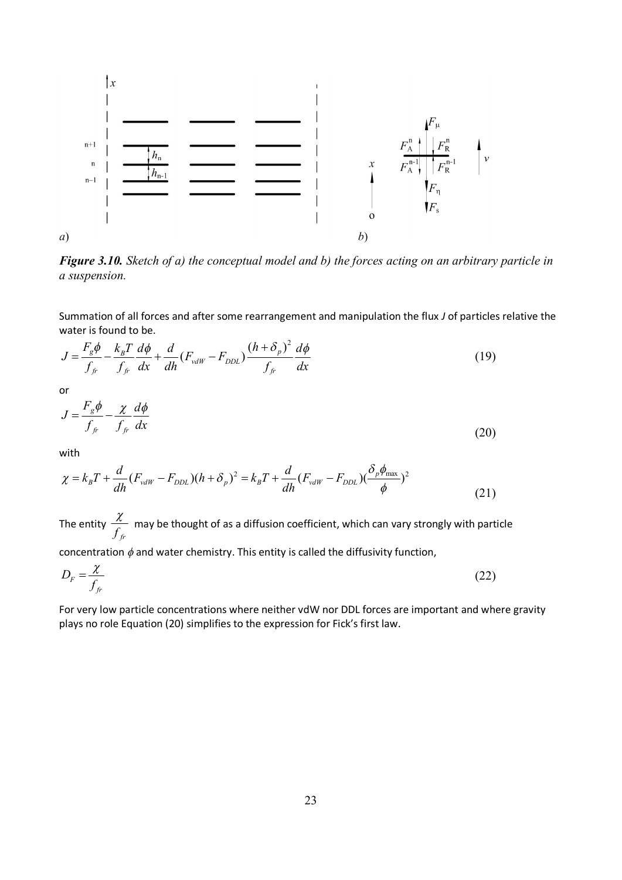*a*)　　　　　　　　　　　　　　　　　　　　　　　　*b*)

***Figure 3.10.*** *Sketch of a) the conceptual model and b) the forces acting on an arbitrary particle in a suspension.*

Summation of all forces and after some rearrangement and manipulation the flux *J* of particles relative the water is found to be.

$$J = \frac{F_g \phi}{f_{fr}} - \frac{k_B T}{f_{fr}} \frac{d\phi}{dx} + \frac{d}{dh}(F_{vdW} - F_{DDL}) \frac{(h+\delta_p)^2}{f_{fr}} \frac{d\phi}{dx} \tag{19}$$

or

$$J = \frac{F_g \phi}{f_{fr}} - \frac{\chi}{f_{fr}} \frac{d\phi}{dx} \tag{20}$$

with

$$\chi = k_B T + \frac{d}{dh}(F_{vdW} - F_{DDL})(h+\delta_p)^2 = k_B T + \frac{d}{dh}(F_{vdW} - F_{DDL})(\frac{\delta_p \phi_{\max}}{\phi})^2 \tag{21}$$

The entity $\frac{\chi}{f_{fr}}$ may be thought of as a diffusion coefficient, which can vary strongly with particle concentration $\phi$ and water chemistry. This entity is called the diffusivity function,

$$D_F = \frac{\chi}{f_{fr}} \tag{22}$$

For very low particle concentrations where neither vdW nor DDL forces are important and where gravity plays no role Equation (20) simplifies to the expression for Fick's first law.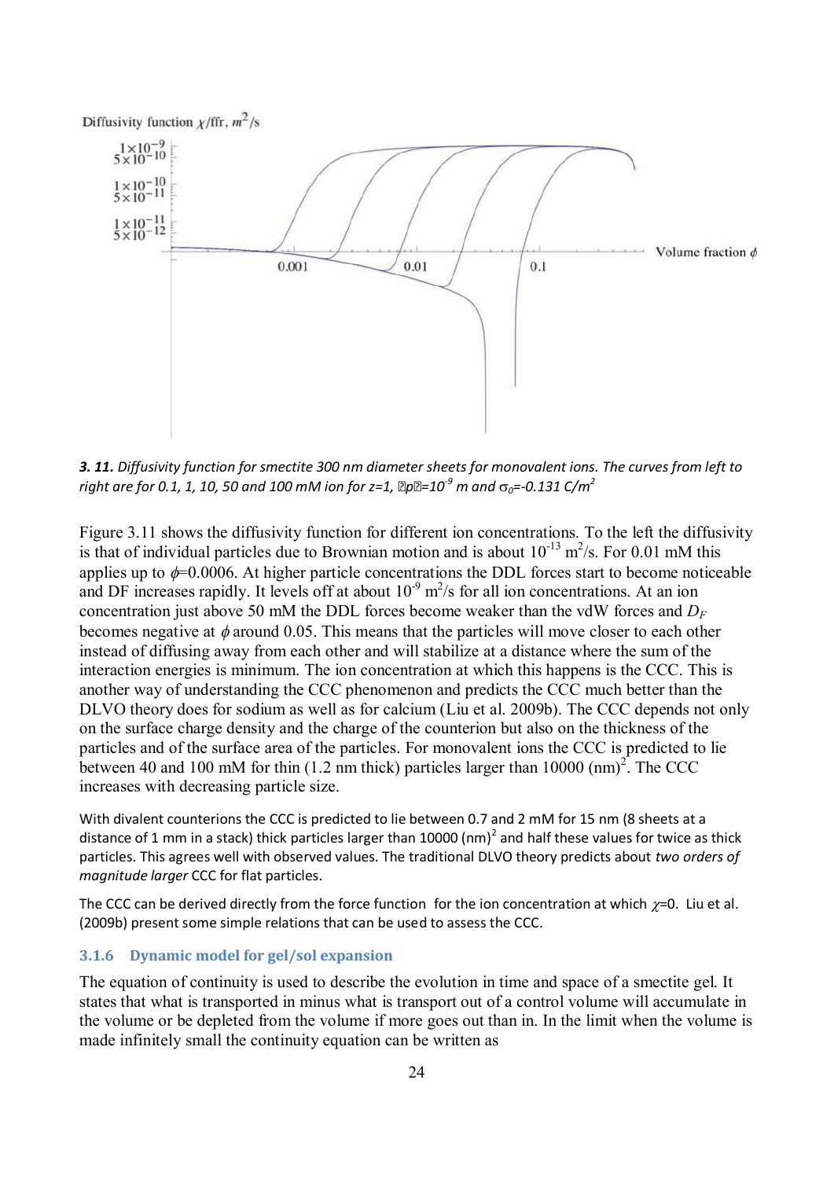***3. 11.*** *Diffusivity function for smectite 300 nm diameter sheets for monovalent ions. The curves from left to right are for 0.1, 1, 10, 50 and 100 mM ion for z=1, δp=10$^{-9}$ m and $\sigma_0$=-0.131 C/m$^2$*

Figure 3.11 shows the diffusivity function for different ion concentrations. To the left the diffusivity is that of individual particles due to Brownian motion and is about $10^{-13}$ m$^2$/s. For 0.01 mM this applies up to $\phi$=0.0006. At higher particle concentrations the DDL forces start to become noticeable and DF increases rapidly. It levels off at about $10^{-9}$ m$^2$/s for all ion concentrations. At an ion concentration just above 50 mM the DDL forces become weaker than the vdW forces and $D_F$ becomes negative at $\phi$ around 0.05. This means that the particles will move closer to each other instead of diffusing away from each other and will stabilize at a distance where the sum of the interaction energies is minimum. The ion concentration at which this happens is the CCC. This is another way of understanding the CCC phenomenon and predicts the CCC much better than the DLVO theory does for sodium as well as for calcium (Liu et al. 2009b). The CCC depends not only on the surface charge density and the charge of the counterion but also on the thickness of the particles and of the surface area of the particles. For monovalent ions the CCC is predicted to lie between 40 and 100 mM for thin (1.2 nm thick) particles larger than 10000 (nm)$^2$. The CCC increases with decreasing particle size.

With divalent counterions the CCC is predicted to lie between 0.7 and 2 mM for 15 nm (8 sheets at a distance of 1 mm in a stack) thick particles larger than 10000 (nm)$^2$ and half these values for twice as thick particles. This agrees well with observed values. The traditional DLVO theory predicts about *two orders of magnitude larger* CCC for flat particles.

The CCC can be derived directly from the force function for the ion concentration at which $\chi$=0. Liu et al. (2009b) present some simple relations that can be used to assess the CCC.

### 3.1.6 Dynamic model for gel/sol expansion

The equation of continuity is used to describe the evolution in time and space of a smectite gel. It states that what is transported in minus what is transport out of a control volume will accumulate in the volume or be depleted from the volume if more goes out than in. In the limit when the volume is made infinitely small the continuity equation can be written as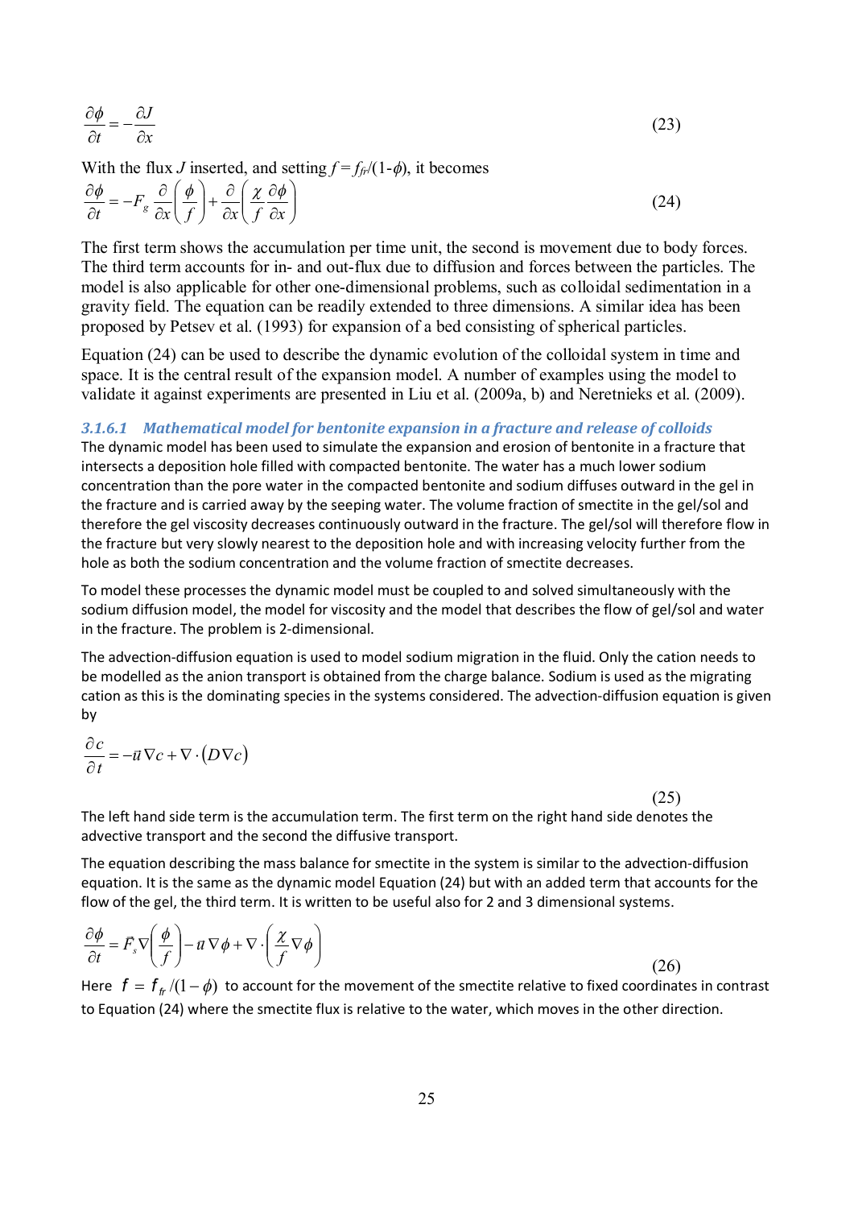$$\frac{\partial \phi}{\partial t} = -\frac{\partial J}{\partial x} \tag{23}$$

With the flux $J$ inserted, and setting $f = f_{fr}/(1\text{-}\phi)$, it becomes

$$\frac{\partial \phi}{\partial t} = -F_g \frac{\partial}{\partial x}\left(\frac{\phi}{f}\right) + \frac{\partial}{\partial x}\left(\frac{\chi}{f}\frac{\partial \phi}{\partial x}\right) \tag{24}$$

The first term shows the accumulation per time unit, the second is movement due to body forces. The third term accounts for in- and out-flux due to diffusion and forces between the particles. The model is also applicable for other one-dimensional problems, such as colloidal sedimentation in a gravity field. The equation can be readily extended to three dimensions. A similar idea has been proposed by Petsev et al. (1993) for expansion of a bed consisting of spherical particles.

Equation (24) can be used to describe the dynamic evolution of the colloidal system in time and space. It is the central result of the expansion model. A number of examples using the model to validate it against experiments are presented in Liu et al. (2009a, b) and Neretnieks et al. (2009).

#### *3.1.6.1 Mathematical model for bentonite expansion in a fracture and release of colloids*

The dynamic model has been used to simulate the expansion and erosion of bentonite in a fracture that intersects a deposition hole filled with compacted bentonite. The water has a much lower sodium concentration than the pore water in the compacted bentonite and sodium diffuses outward in the gel in the fracture and is carried away by the seeping water. The volume fraction of smectite in the gel/sol and therefore the gel viscosity decreases continuously outward in the fracture. The gel/sol will therefore flow in the fracture but very slowly nearest to the deposition hole and with increasing velocity further from the hole as both the sodium concentration and the volume fraction of smectite decreases.

To model these processes the dynamic model must be coupled to and solved simultaneously with the sodium diffusion model, the model for viscosity and the model that describes the flow of gel/sol and water in the fracture. The problem is 2-dimensional.

The advection-diffusion equation is used to model sodium migration in the fluid. Only the cation needs to be modelled as the anion transport is obtained from the charge balance. Sodium is used as the migrating cation as this is the dominating species in the systems considered. The advection-diffusion equation is given by

$$\frac{\partial c}{\partial t} = -\vec{u}\,\nabla c + \nabla \cdot \left(D \nabla c\right) \tag{25}$$

The left hand side term is the accumulation term. The first term on the right hand side denotes the advective transport and the second the diffusive transport.

The equation describing the mass balance for smectite in the system is similar to the advection-diffusion equation. It is the same as the dynamic model Equation (24) but with an added term that accounts for the flow of the gel, the third term. It is written to be useful also for 2 and 3 dimensional systems.

$$\frac{\partial \phi}{\partial t} = \vec{F}_s \nabla\left(\frac{\phi}{f}\right) - \vec{u}\,\nabla \phi + \nabla \cdot \left(\frac{\chi}{f}\nabla \phi\right) \tag{26}$$

Here $f = f_{fr}/(1-\phi)$ to account for the movement of the smectite relative to fixed coordinates in contrast to Equation (24) where the smectite flux is relative to the water, which moves in the other direction.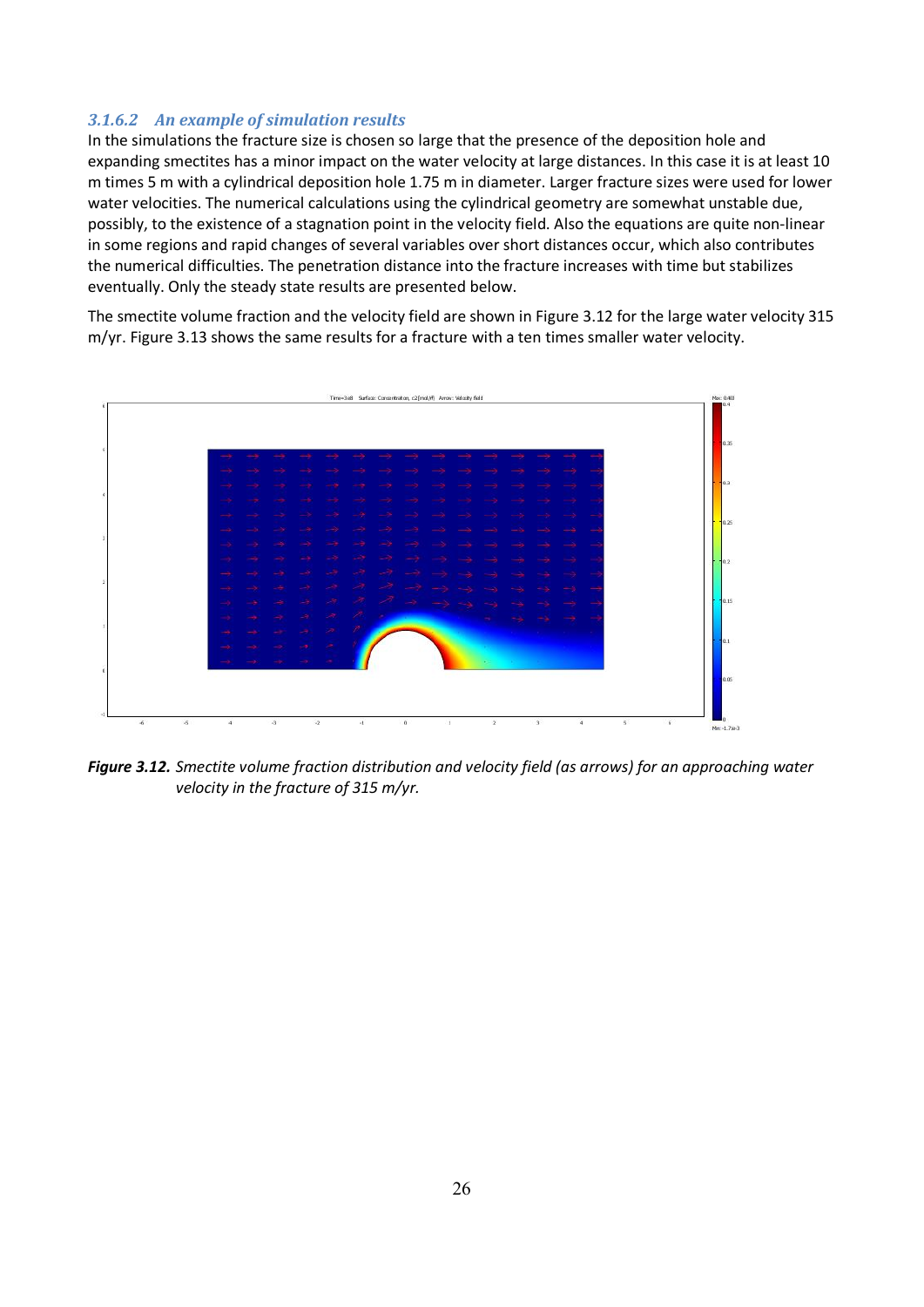### *3.1.6.2 An example of simulation results*

In the simulations the fracture size is chosen so large that the presence of the deposition hole and expanding smectites has a minor impact on the water velocity at large distances. In this case it is at least 10 m times 5 m with a cylindrical deposition hole 1.75 m in diameter. Larger fracture sizes were used for lower water velocities. The numerical calculations using the cylindrical geometry are somewhat unstable due, possibly, to the existence of a stagnation point in the velocity field. Also the equations are quite non-linear in some regions and rapid changes of several variables over short distances occur, which also contributes the numerical difficulties. The penetration distance into the fracture increases with time but stabilizes eventually. Only the steady state results are presented below.

The smectite volume fraction and the velocity field are shown in Figure 3.12 for the large water velocity 315 m/yr. Figure 3.13 shows the same results for a fracture with a ten times smaller water velocity.

***Figure 3.12.*** *Smectite volume fraction distribution and velocity field (as arrows) for an approaching water velocity in the fracture of 315 m/yr.*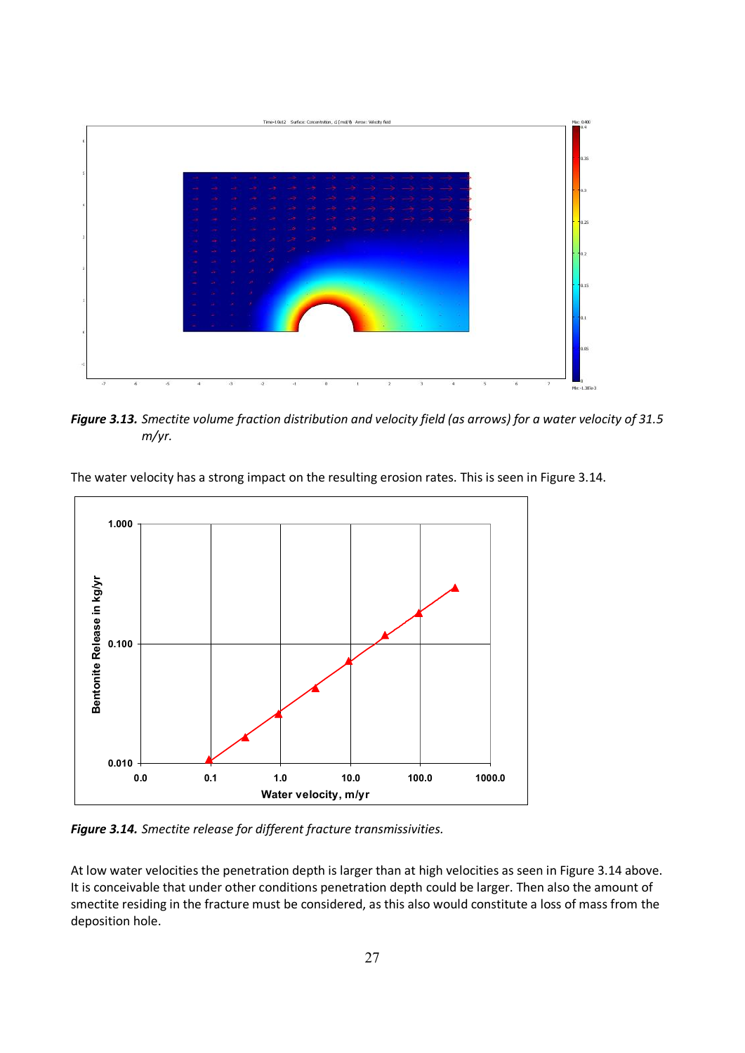*Figure 3.13. Smectite volume fraction distribution and velocity field (as arrows) for a water velocity of 31.5 m/yr.*

The water velocity has a strong impact on the resulting erosion rates. This is seen in Figure 3.14.

*Figure 3.14. Smectite release for different fracture transmissivities.*

At low water velocities the penetration depth is larger than at high velocities as seen in Figure 3.14 above. It is conceivable that under other conditions penetration depth could be larger. Then also the amount of smectite residing in the fracture must be considered, as this also would constitute a loss of mass from the deposition hole.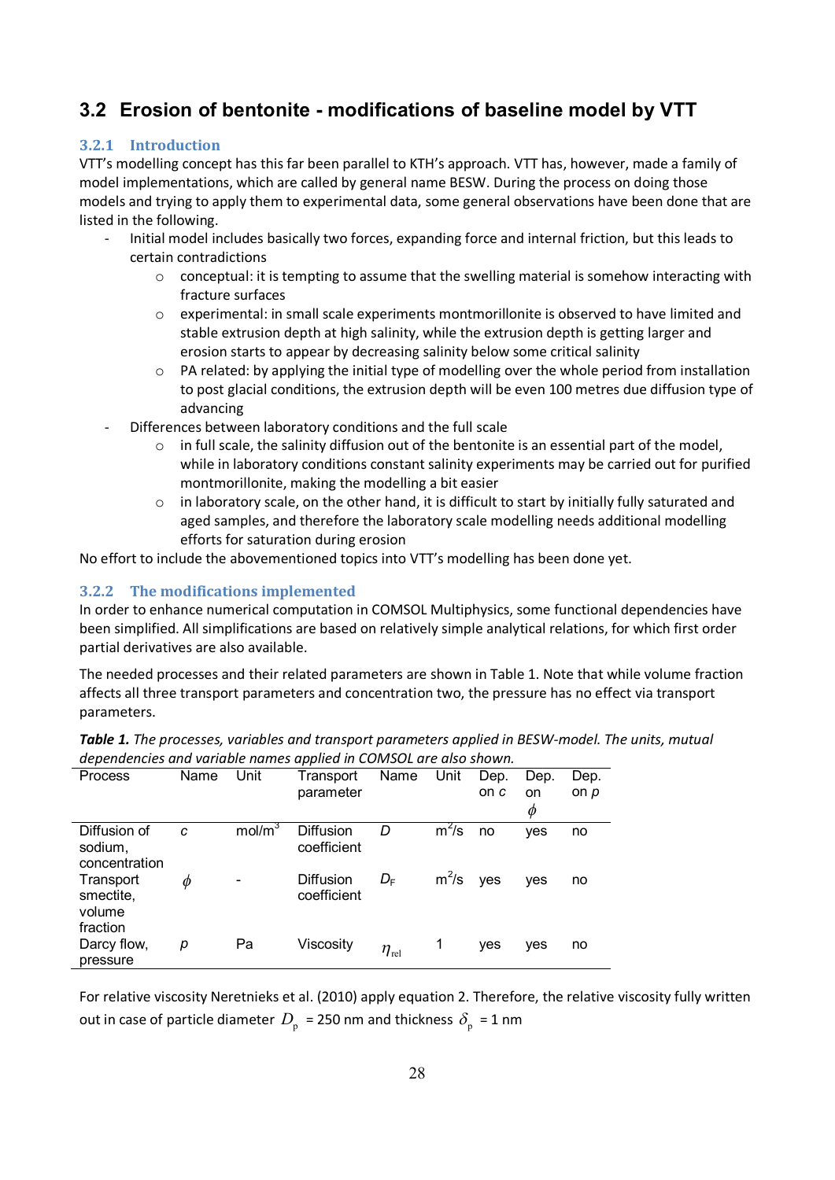## 3.2 Erosion of bentonite - modifications of baseline model by VTT

### 3.2.1 Introduction

VTT's modelling concept has this far been parallel to KTH's approach. VTT has, however, made a family of model implementations, which are called by general name BESW. During the process on doing those models and trying to apply them to experimental data, some general observations have been done that are listed in the following.

- Initial model includes basically two forces, expanding force and internal friction, but this leads to certain contradictions
  - conceptual: it is tempting to assume that the swelling material is somehow interacting with fracture surfaces
  - experimental: in small scale experiments montmorillonite is observed to have limited and stable extrusion depth at high salinity, while the extrusion depth is getting larger and erosion starts to appear by decreasing salinity below some critical salinity
  - PA related: by applying the initial type of modelling over the whole period from installation to post glacial conditions, the extrusion depth will be even 100 metres due diffusion type of advancing
- Differences between laboratory conditions and the full scale
  - in full scale, the salinity diffusion out of the bentonite is an essential part of the model, while in laboratory conditions constant salinity experiments may be carried out for purified montmorillonite, making the modelling a bit easier
  - in laboratory scale, on the other hand, it is difficult to start by initially fully saturated and aged samples, and therefore the laboratory scale modelling needs additional modelling efforts for saturation during erosion

No effort to include the abovementioned topics into VTT's modelling has been done yet.

### 3.2.2 The modifications implemented

In order to enhance numerical computation in COMSOL Multiphysics, some functional dependencies have been simplified. All simplifications are based on relatively simple analytical relations, for which first order partial derivatives are also available.

The needed processes and their related parameters are shown in Table 1. Note that while volume fraction affects all three transport parameters and concentration two, the pressure has no effect via transport parameters.

***Table 1.*** *The processes, variables and transport parameters applied in BESW-model. The units, mutual dependencies and variable names applied in COMSOL are also shown.*

| Process | Name | Unit | Transport parameter | Name | Unit | Dep. on $c$ | Dep. on $\phi$ | Dep. on $p$ |
|---|---|---|---|---|---|---|---|---|
| Diffusion of sodium, concentration | $c$ | mol/m$^3$ | Diffusion coefficient | $D$ | m$^2$/s | no | yes | no |
| Transport smectite, volume fraction | $\phi$ | - | Diffusion coefficient | $D_F$ | m$^2$/s | yes | yes | no |
| Darcy flow, pressure | $p$ | Pa | Viscosity | $\eta_{rel}$ | 1 | yes | yes | no |

For relative viscosity Neretnieks et al. (2010) apply equation 2. Therefore, the relative viscosity fully written out in case of particle diameter $D_p$ = 250 nm and thickness $\delta_p$ = 1 nm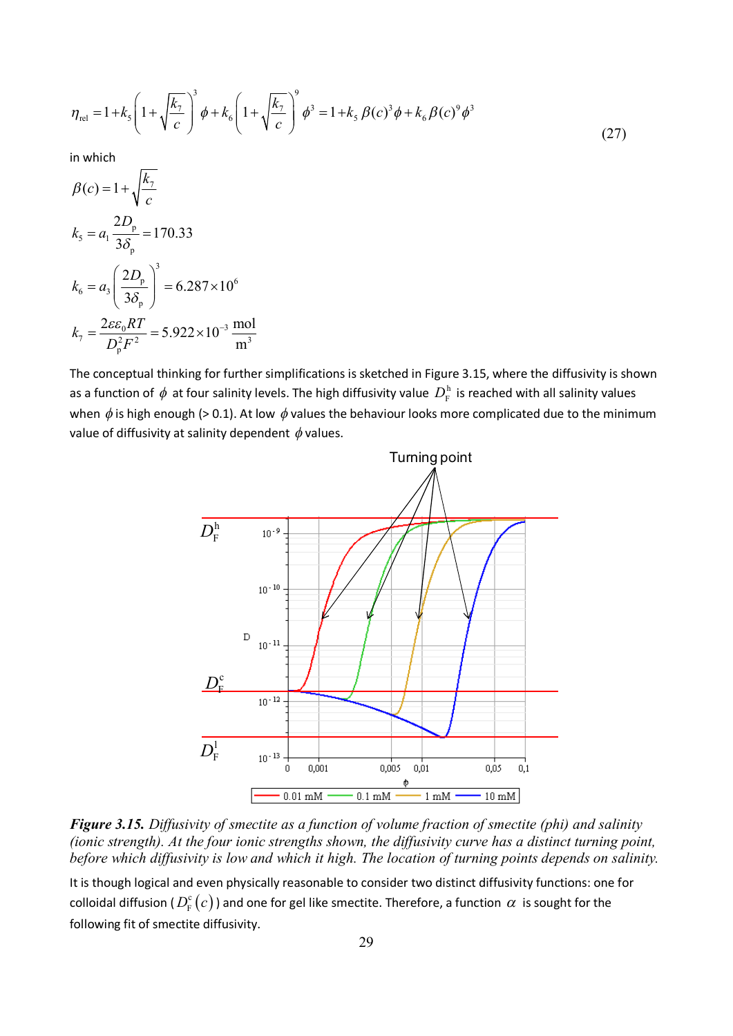$$\eta_{\mathrm{rel}} = 1 + k_5\left(1+\sqrt{\frac{k_7}{c}}\right)^3 \phi + k_6\left(1+\sqrt{\frac{k_7}{c}}\right)^9 \phi^3 = 1 + k_5\,\beta(c)^3\phi + k_6\,\beta(c)^9\phi^3 \tag{27}$$

in which

$$\beta(c) = 1+\sqrt{\frac{k_7}{c}}$$

$$k_5 = a_1\frac{2D_{\mathrm{p}}}{3\delta_{\mathrm{p}}} = 170.33$$

$$k_6 = a_3\left(\frac{2D_{\mathrm{p}}}{3\delta_{\mathrm{p}}}\right)^3 = 6.287\times10^6$$

$$k_7 = \frac{2\varepsilon\varepsilon_0 RT}{D_{\mathrm{p}}^2F^2} = 5.922\times10^{-3}\,\frac{\mathrm{mol}}{\mathrm{m}^3}$$

The conceptual thinking for further simplifications is sketched in Figure 3.15, where the diffusivity is shown as a function of $\phi$ at four salinity levels. The high diffusivity value $D_{\mathrm{F}}^{\mathrm{h}}$ is reached with all salinity values when $\phi$ is high enough (> 0.1). At low $\phi$ values the behaviour looks more complicated due to the minimum value of diffusivity at salinity dependent $\phi$ values.

*Figure 3.15. Diffusivity of smectite as a function of volume fraction of smectite (phi) and salinity (ionic strength). At the four ionic strengths shown, the diffusivity curve has a distinct turning point, before which diffusivity is low and which it high. The location of turning points depends on salinity.*

It is though logical and even physically reasonable to consider two distinct diffusivity functions: one for colloidal diffusion ($D_{\mathrm{F}}^{\mathrm{c}}(c)$) and one for gel like smectite. Therefore, a function $\alpha$ is sought for the following fit of smectite diffusivity.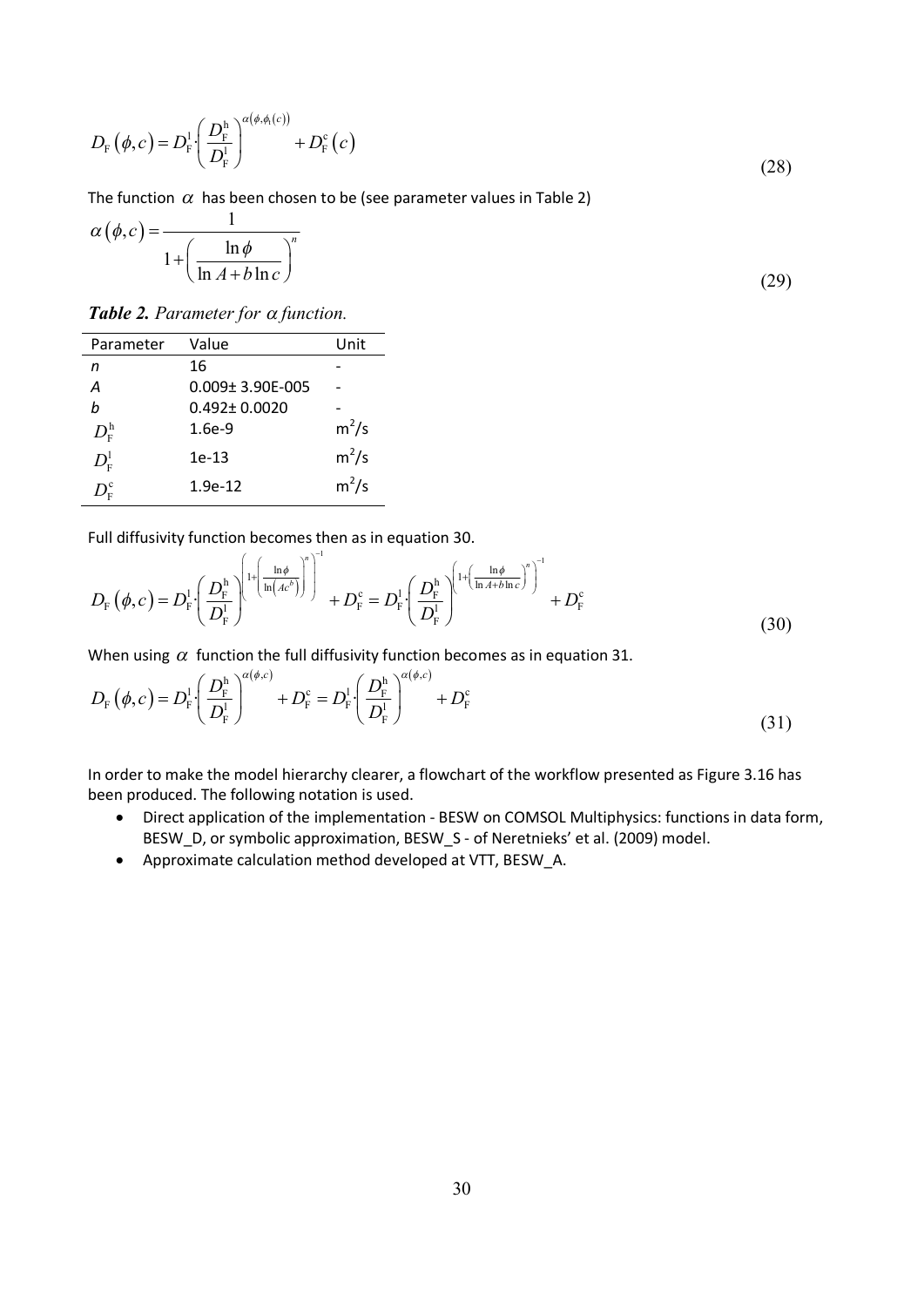$$D_{\mathrm{F}}\left(\phi,c\right)=D_{\mathrm{F}}^{\mathrm{l}}\cdot\left(\frac{D_{\mathrm{F}}^{\mathrm{h}}}{D_{\mathrm{F}}^{\mathrm{l}}}\right)^{\alpha\left(\phi,\phi_{\mathrm{t}}(c)\right)}+D_{\mathrm{F}}^{\mathrm{c}}\left(c\right) \tag{28}$$

The function $\alpha$ has been chosen to be (see parameter values in Table 2)

$$\alpha\left(\phi,c\right)=\frac{1}{1+\left(\dfrac{\ln\phi}{\ln A+b\ln c}\right)^{n}} \tag{29}$$

***Table 2.*** *Parameter for $\alpha$ function.*

| Parameter | Value | Unit |
|---|---|---|
| $n$ | 16 | - |
| $A$ | 0.009± 3.90E-005 | - |
| $b$ | 0.492± 0.0020 | - |
| $D_{\mathrm{F}}^{\mathrm{h}}$ | 1.6e-9 | m$^2$/s |
| $D_{\mathrm{F}}^{\mathrm{l}}$ | 1e-13 | m$^2$/s |
| $D_{\mathrm{F}}^{\mathrm{c}}$ | 1.9e-12 | m$^2$/s |

Full diffusivity function becomes then as in equation 30.

$$D_{\mathrm{F}}\left(\phi,c\right)=D_{\mathrm{F}}^{\mathrm{l}}\cdot\left(\frac{D_{\mathrm{F}}^{\mathrm{h}}}{D_{\mathrm{F}}^{\mathrm{l}}}\right)^{\left(1+\left(\frac{\ln\phi}{\ln\left(Ac^{b}\right)}\right)^{n}\right)^{-1}}+D_{\mathrm{F}}^{\mathrm{c}}=D_{\mathrm{F}}^{\mathrm{l}}\cdot\left(\frac{D_{\mathrm{F}}^{\mathrm{h}}}{D_{\mathrm{F}}^{\mathrm{l}}}\right)^{\left(1+\left(\frac{\ln\phi}{\ln A+b\ln c}\right)^{n}\right)^{-1}}+D_{\mathrm{F}}^{\mathrm{c}} \tag{30}$$

When using $\alpha$ function the full diffusivity function becomes as in equation 31.

$$D_{\mathrm{F}}\left(\phi,c\right)=D_{\mathrm{F}}^{\mathrm{l}}\cdot\left(\frac{D_{\mathrm{F}}^{\mathrm{h}}}{D_{\mathrm{F}}^{\mathrm{l}}}\right)^{\alpha\left(\phi,c\right)}+D_{\mathrm{F}}^{\mathrm{c}}=D_{\mathrm{F}}^{\mathrm{l}}\cdot\left(\frac{D_{\mathrm{F}}^{\mathrm{h}}}{D_{\mathrm{F}}^{\mathrm{l}}}\right)^{\alpha\left(\phi,c\right)}+D_{\mathrm{F}}^{\mathrm{c}} \tag{31}$$

In order to make the model hierarchy clearer, a flowchart of the workflow presented as Figure 3.16 has been produced. The following notation is used.

- Direct application of the implementation - BESW on COMSOL Multiphysics: functions in data form, BESW_D, or symbolic approximation, BESW_S - of Neretnieks' et al. (2009) model.
- Approximate calculation method developed at VTT, BESW_A.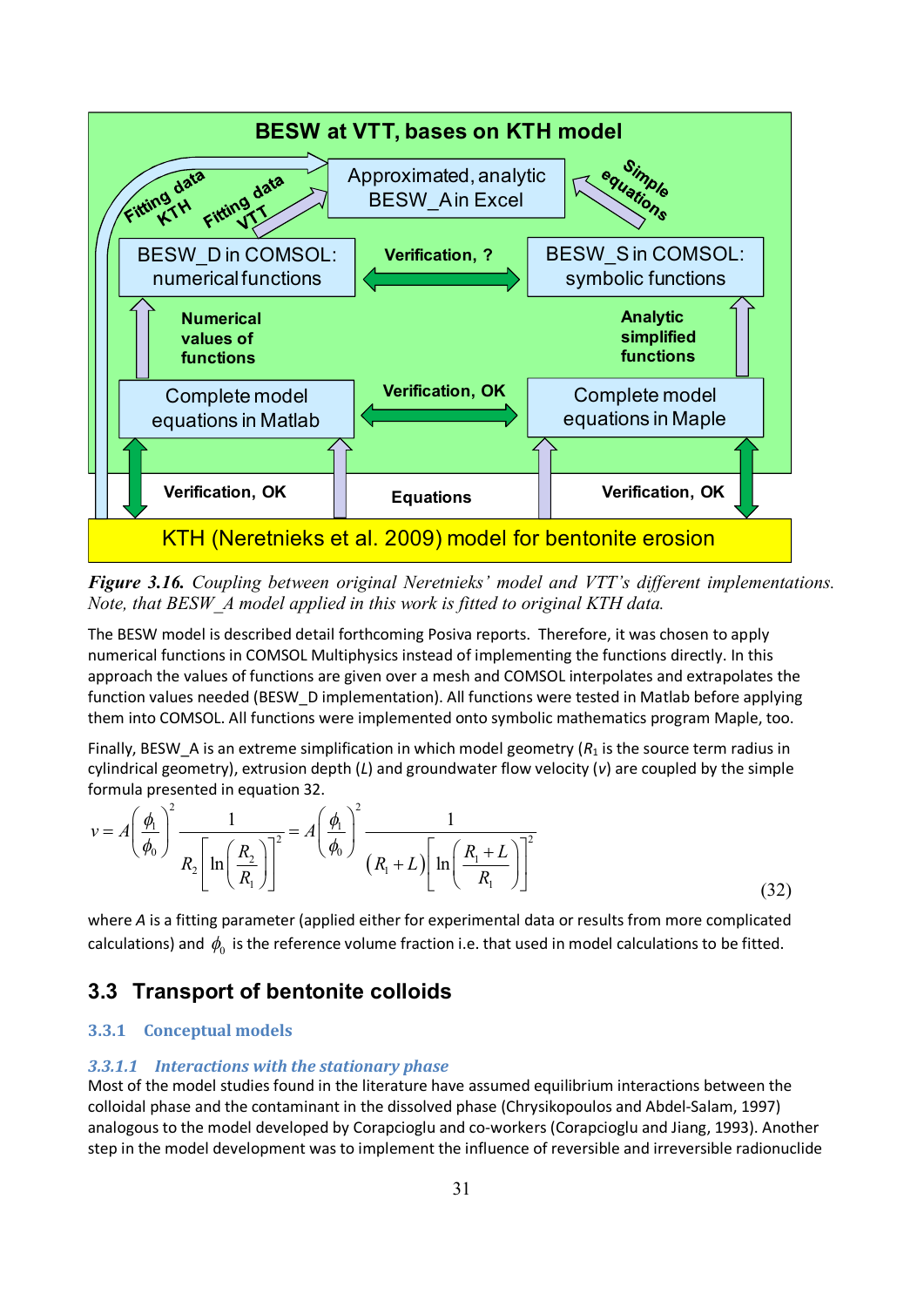BESW at VTT, bases on KTH model

Approximated, analytic BESW_A in Excel

BESW_D in COMSOL: numerical functions

BESW_S in COMSOL: symbolic functions

Complete model equations in Matlab

Complete model equations in Maple

KTH (Neretnieks et al. 2009) model for bentonite erosion

Fitting data KTH · Fitting data VTT · Simple equations · Verification, ? · Numerical values of functions · Analytic simplified functions · Verification, OK · Verification, OK · Equations · Verification, OK

*Figure 3.16. Coupling between original Neretnieks' model and VTT's different implementations. Note, that BESW_A model applied in this work is fitted to original KTH data.*

The BESW model is described detail forthcoming Posiva reports. Therefore, it was chosen to apply numerical functions in COMSOL Multiphysics instead of implementing the functions directly. In this approach the values of functions are given over a mesh and COMSOL interpolates and extrapolates the function values needed (BESW_D implementation). All functions were tested in Matlab before applying them into COMSOL. All functions were implemented onto symbolic mathematics program Maple, too.

Finally, BESW_A is an extreme simplification in which model geometry ($R_1$ is the source term radius in cylindrical geometry), extrusion depth ($L$) and groundwater flow velocity ($v$) are coupled by the simple formula presented in equation 32.

$$v = A\left(\frac{\phi_1}{\phi_0}\right)^2 \frac{1}{R_2\left[\ln\left(\frac{R_2}{R_1}\right)\right]^2} = A\left(\frac{\phi_1}{\phi_0}\right)^2 \frac{1}{\left(R_1+L\right)\left[\ln\left(\frac{R_1+L}{R_1}\right)\right]^2} \tag{32}$$

where $A$ is a fitting parameter (applied either for experimental data or results from more complicated calculations) and $\phi_0$ is the reference volume fraction i.e. that used in model calculations to be fitted.

## 3.3 Transport of bentonite colloids

### 3.3.1 Conceptual models

#### *3.3.1.1 Interactions with the stationary phase*

Most of the model studies found in the literature have assumed equilibrium interactions between the colloidal phase and the contaminant in the dissolved phase (Chrysikopoulos and Abdel-Salam, 1997) analogous to the model developed by Corapcioglu and co-workers (Corapcioglu and Jiang, 1993). Another step in the model development was to implement the influence of reversible and irreversible radionuclide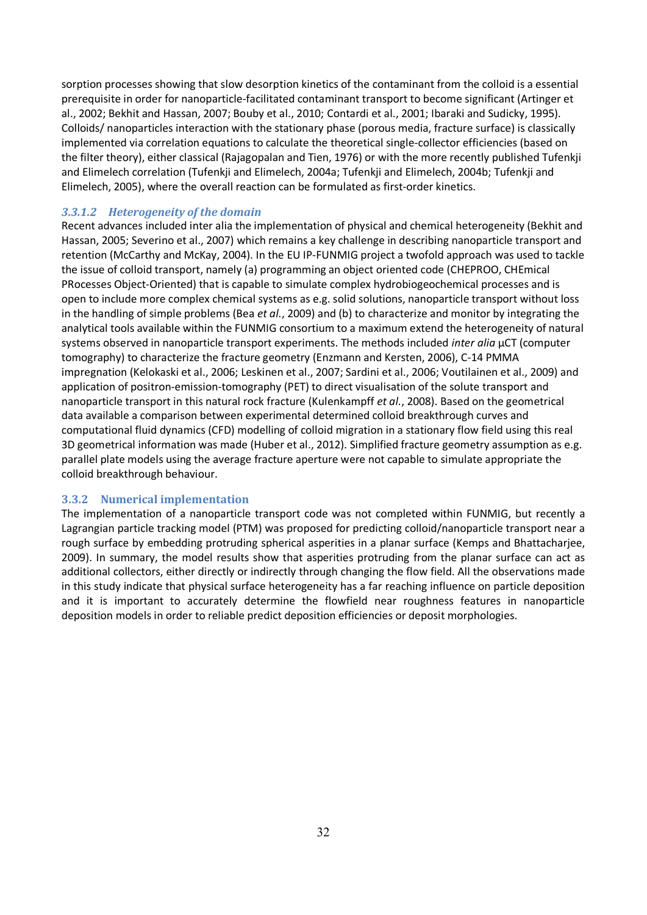sorption processes showing that slow desorption kinetics of the contaminant from the colloid is a essential prerequisite in order for nanoparticle-facilitated contaminant transport to become significant (Artinger et al., 2002; Bekhit and Hassan, 2007; Bouby et al., 2010; Contardi et al., 2001; Ibaraki and Sudicky, 1995). Colloids/ nanoparticles interaction with the stationary phase (porous media, fracture surface) is classically implemented via correlation equations to calculate the theoretical single-collector efficiencies (based on the filter theory), either classical (Rajagopalan and Tien, 1976) or with the more recently published Tufenkji and Elimelech correlation (Tufenkji and Elimelech, 2004a; Tufenkji and Elimelech, 2004b; Tufenkji and Elimelech, 2005), where the overall reaction can be formulated as first-order kinetics.

#### *3.3.1.2 Heterogeneity of the domain*

Recent advances included inter alia the implementation of physical and chemical heterogeneity (Bekhit and Hassan, 2005; Severino et al., 2007) which remains a key challenge in describing nanoparticle transport and retention (McCarthy and McKay, 2004). In the EU IP-FUNMIG project a twofold approach was used to tackle the issue of colloid transport, namely (a) programming an object oriented code (CHEPROO, CHEmical PRocesses Object-Oriented) that is capable to simulate complex hydrobiogeochemical processes and is open to include more complex chemical systems as e.g. solid solutions, nanoparticle transport without loss in the handling of simple problems (Bea *et al.*, 2009) and (b) to characterize and monitor by integrating the analytical tools available within the FUNMIG consortium to a maximum extend the heterogeneity of natural systems observed in nanoparticle transport experiments. The methods included *inter alia* µCT (computer tomography) to characterize the fracture geometry (Enzmann and Kersten, 2006), C-14 PMMA impregnation (Kelokaski et al., 2006; Leskinen et al., 2007; Sardini et al., 2006; Voutilainen et al., 2009) and application of positron-emission-tomography (PET) to direct visualisation of the solute transport and nanoparticle transport in this natural rock fracture (Kulenkampff *et al.*, 2008). Based on the geometrical data available a comparison between experimental determined colloid breakthrough curves and computational fluid dynamics (CFD) modelling of colloid migration in a stationary flow field using this real 3D geometrical information was made (Huber et al., 2012). Simplified fracture geometry assumption as e.g. parallel plate models using the average fracture aperture were not capable to simulate appropriate the colloid breakthrough behaviour.

### 3.3.2 Numerical implementation

The implementation of a nanoparticle transport code was not completed within FUNMIG, but recently a Lagrangian particle tracking model (PTM) was proposed for predicting colloid/nanoparticle transport near a rough surface by embedding protruding spherical asperities in a planar surface (Kemps and Bhattacharjee, 2009). In summary, the model results show that asperities protruding from the planar surface can act as additional collectors, either directly or indirectly through changing the flow field. All the observations made in this study indicate that physical surface heterogeneity has a far reaching influence on particle deposition and it is important to accurately determine the flowfield near roughness features in nanoparticle deposition models in order to reliable predict deposition efficiencies or deposit morphologies.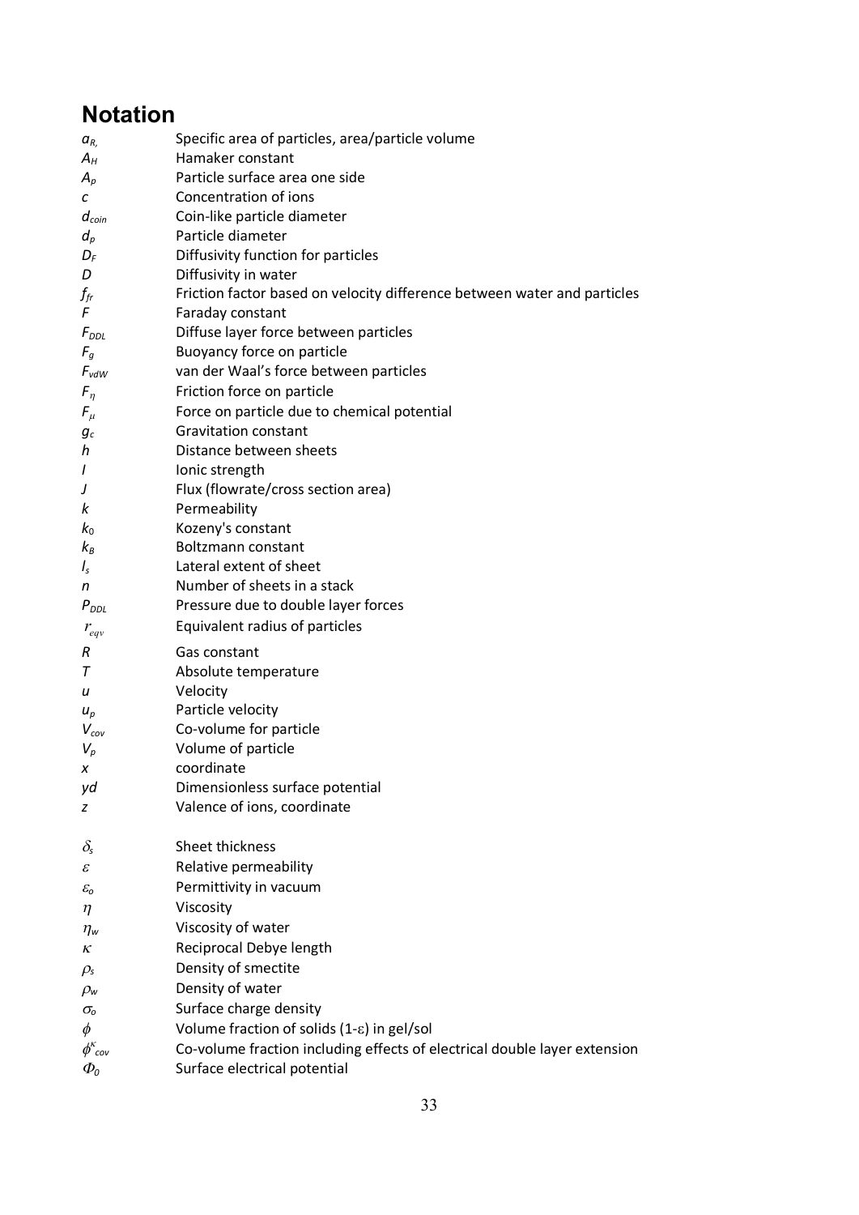# Notation

| | |
|---|---|
| $a_{R,}$ | Specific area of particles, area/particle volume |
| $A_H$ | Hamaker constant |
| $A_p$ | Particle surface area one side |
| $c$ | Concentration of ions |
| $d_{coin}$ | Coin-like particle diameter |
| $d_p$ | Particle diameter |
| $D_F$ | Diffusivity function for particles |
| $D$ | Diffusivity in water |
| $f_{fr}$ | Friction factor based on velocity difference between water and particles |
| $F$ | Faraday constant |
| $F_{DDL}$ | Diffuse layer force between particles |
| $F_g$ | Buoyancy force on particle |
| $F_{vdW}$ | van der Waal's force between particles |
| $F_\eta$ | Friction force on particle |
| $F_\mu$ | Force on particle due to chemical potential |
| $g_c$ | Gravitation constant |
| $h$ | Distance between sheets |
| $I$ | Ionic strength |
| $J$ | Flux (flowrate/cross section area) |
| $k$ | Permeability |
| $k_0$ | Kozeny's constant |
| $k_B$ | Boltzmann constant |
| $l_s$ | Lateral extent of sheet |
| $n$ | Number of sheets in a stack |
| $P_{DDL}$ | Pressure due to double layer forces |
| $r_{eqv}$ | Equivalent radius of particles |
| $R$ | Gas constant |
| $T$ | Absolute temperature |
| $u$ | Velocity |
| $u_p$ | Particle velocity |
| $V_{cov}$ | Co-volume for particle |
| $V_p$ | Volume of particle |
| $x$ | coordinate |
| $yd$ | Dimensionless surface potential |
| $z$ | Valence of ions, coordinate |
| | |
| $\delta_s$ | Sheet thickness |
| $\varepsilon$ | Relative permeability |
| $\varepsilon_o$ | Permittivity in vacuum |
| $\eta$ | Viscosity |
| $\eta_w$ | Viscosity of water |
| $\kappa$ | Reciprocal Debye length |
| $\rho_s$ | Density of smectite |
| $\rho_w$ | Density of water |
| $\sigma_o$ | Surface charge density |
| $\phi$ | Volume fraction of solids (1-$\varepsilon$) in gel/sol |
| $\phi^{\kappa}_{cov}$ | Co-volume fraction including effects of electrical double layer extension |
| $\Phi_0$ | Surface electrical potential |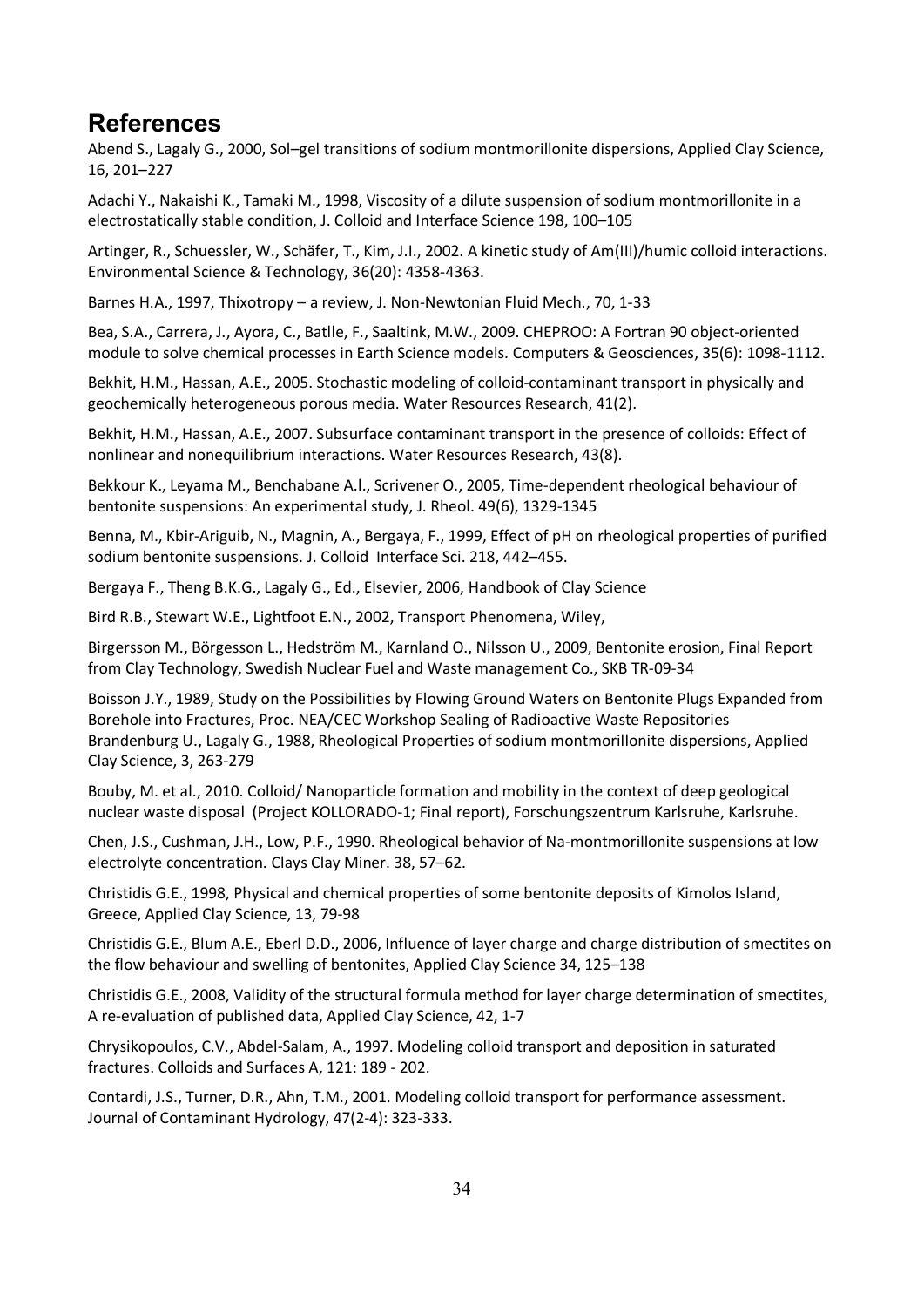## References

Abend S., Lagaly G., 2000, Sol–gel transitions of sodium montmorillonite dispersions, Applied Clay Science, 16, 201–227

Adachi Y., Nakaishi K., Tamaki M., 1998, Viscosity of a dilute suspension of sodium montmorillonite in a electrostatically stable condition, J. Colloid and Interface Science 198, 100–105

Artinger, R., Schuessler, W., Schäfer, T., Kim, J.I., 2002. A kinetic study of Am(III)/humic colloid interactions. Environmental Science & Technology, 36(20): 4358-4363.

Barnes H.A., 1997, Thixotropy – a review, J. Non-Newtonian Fluid Mech., 70, 1-33

Bea, S.A., Carrera, J., Ayora, C., Batlle, F., Saaltink, M.W., 2009. CHEPROO: A Fortran 90 object-oriented module to solve chemical processes in Earth Science models. Computers & Geosciences, 35(6): 1098-1112.

Bekhit, H.M., Hassan, A.E., 2005. Stochastic modeling of colloid-contaminant transport in physically and geochemically heterogeneous porous media. Water Resources Research, 41(2).

Bekhit, H.M., Hassan, A.E., 2007. Subsurface contaminant transport in the presence of colloids: Effect of nonlinear and nonequilibrium interactions. Water Resources Research, 43(8).

Bekkour K., Leyama M., Benchabane A.l., Scrivener O., 2005, Time-dependent rheological behaviour of bentonite suspensions: An experimental study, J. Rheol. 49(6), 1329-1345

Benna, M., Kbir-Ariguib, N., Magnin, A., Bergaya, F., 1999, Effect of pH on rheological properties of purified sodium bentonite suspensions. J. Colloid Interface Sci. 218, 442–455.

Bergaya F., Theng B.K.G., Lagaly G., Ed., Elsevier, 2006, Handbook of Clay Science

Bird R.B., Stewart W.E., Lightfoot E.N., 2002, Transport Phenomena, Wiley,

Birgersson M., Börgesson L., Hedström M., Karnland O., Nilsson U., 2009, Bentonite erosion, Final Report from Clay Technology, Swedish Nuclear Fuel and Waste management Co., SKB TR-09-34

Boisson J.Y., 1989, Study on the Possibilities by Flowing Ground Waters on Bentonite Plugs Expanded from Borehole into Fractures, Proc. NEA/CEC Workshop Sealing of Radioactive Waste Repositories

Brandenburg U., Lagaly G., 1988, Rheological Properties of sodium montmorillonite dispersions, Applied Clay Science, 3, 263-279

Bouby, M. et al., 2010. Colloid/ Nanoparticle formation and mobility in the context of deep geological nuclear waste disposal (Project KOLLORADO-1; Final report), Forschungszentrum Karlsruhe, Karlsruhe.

Chen, J.S., Cushman, J.H., Low, P.F., 1990. Rheological behavior of Na-montmorillonite suspensions at low electrolyte concentration. Clays Clay Miner. 38, 57–62.

Christidis G.E., 1998, Physical and chemical properties of some bentonite deposits of Kimolos Island, Greece, Applied Clay Science, 13, 79-98

Christidis G.E., Blum A.E., Eberl D.D., 2006, Influence of layer charge and charge distribution of smectites on the flow behaviour and swelling of bentonites, Applied Clay Science 34, 125–138

Christidis G.E., 2008, Validity of the structural formula method for layer charge determination of smectites, A re-evaluation of published data, Applied Clay Science, 42, 1-7

Chrysikopoulos, C.V., Abdel-Salam, A., 1997. Modeling colloid transport and deposition in saturated fractures. Colloids and Surfaces A, 121: 189 - 202.

Contardi, J.S., Turner, D.R., Ahn, T.M., 2001. Modeling colloid transport for performance assessment. Journal of Contaminant Hydrology, 47(2-4): 323-333.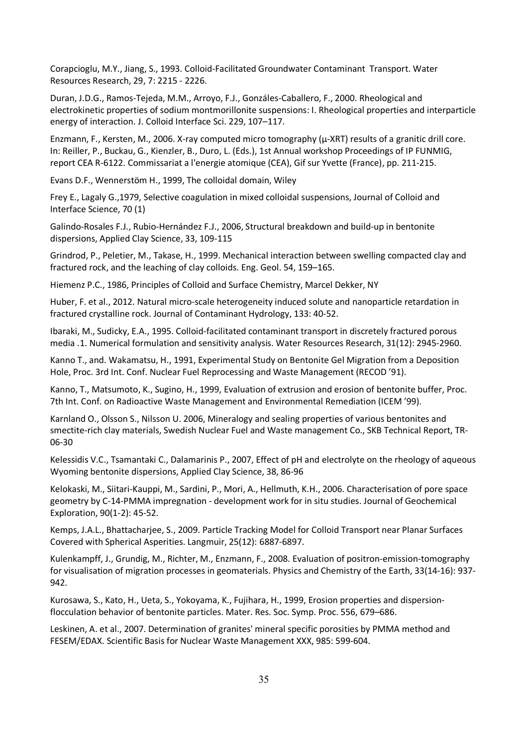Corapcioglu, M.Y., Jiang, S., 1993. Colloid-Facilitated Groundwater Contaminant Transport. Water Resources Research, 29, 7: 2215 - 2226.

Duran, J.D.G., Ramos-Tejeda, M.M., Arroyo, F.J., Gonzáles-Caballero, F., 2000. Rheological and electrokinetic properties of sodium montmorillonite suspensions: I. Rheological properties and interparticle energy of interaction. J. Colloid Interface Sci. 229, 107–117.

Enzmann, F., Kersten, M., 2006. X-ray computed micro tomography (μ-XRT) results of a granitic drill core. In: Reiller, P., Buckau, G., Kienzler, B., Duro, L. (Eds.), 1st Annual workshop Proceedings of IP FUNMIG, report CEA R-6122. Commissariat a l'energie atomique (CEA), Gif sur Yvette (France), pp. 211-215.

Evans D.F., Wennerstöm H., 1999, The colloidal domain, Wiley

Frey E., Lagaly G.,1979, Selective coagulation in mixed colloidal suspensions, Journal of Colloid and Interface Science, 70 (1)

Galindo-Rosales F.J., Rubio-Hernández F.J., 2006, Structural breakdown and build-up in bentonite dispersions, Applied Clay Science, 33, 109-115

Grindrod, P., Peletier, M., Takase, H., 1999. Mechanical interaction between swelling compacted clay and fractured rock, and the leaching of clay colloids. Eng. Geol. 54, 159–165.

Hiemenz P.C., 1986, Principles of Colloid and Surface Chemistry, Marcel Dekker, NY

Huber, F. et al., 2012. Natural micro-scale heterogeneity induced solute and nanoparticle retardation in fractured crystalline rock. Journal of Contaminant Hydrology, 133: 40-52.

Ibaraki, M., Sudicky, E.A., 1995. Colloid-facilitated contaminant transport in discretely fractured porous media .1. Numerical formulation and sensitivity analysis. Water Resources Research, 31(12): 2945-2960.

Kanno T., and. Wakamatsu, H., 1991, Experimental Study on Bentonite Gel Migration from a Deposition Hole, Proc. 3rd Int. Conf. Nuclear Fuel Reprocessing and Waste Management (RECOD '91).

Kanno, T., Matsumoto, K., Sugino, H., 1999, Evaluation of extrusion and erosion of bentonite buffer, Proc. 7th Int. Conf. on Radioactive Waste Management and Environmental Remediation (ICEM '99).

Karnland O., Olsson S., Nilsson U. 2006, Mineralogy and sealing properties of various bentonites and smectite-rich clay materials, Swedish Nuclear Fuel and Waste management Co., SKB Technical Report, TR-06-30

Kelessidis V.C., Tsamantaki C., Dalamarinis P., 2007, Effect of pH and electrolyte on the rheology of aqueous Wyoming bentonite dispersions, Applied Clay Science, 38, 86-96

Kelokaski, M., Siitari-Kauppi, M., Sardini, P., Mori, A., Hellmuth, K.H., 2006. Characterisation of pore space geometry by C-14-PMMA impregnation - development work for in situ studies. Journal of Geochemical Exploration, 90(1-2): 45-52.

Kemps, J.A.L., Bhattacharjee, S., 2009. Particle Tracking Model for Colloid Transport near Planar Surfaces Covered with Spherical Asperities. Langmuir, 25(12): 6887-6897.

Kulenkampff, J., Grundig, M., Richter, M., Enzmann, F., 2008. Evaluation of positron-emission-tomography for visualisation of migration processes in geomaterials. Physics and Chemistry of the Earth, 33(14-16): 937-942.

Kurosawa, S., Kato, H., Ueta, S., Yokoyama, K., Fujihara, H., 1999, Erosion properties and dispersion-flocculation behavior of bentonite particles. Mater. Res. Soc. Symp. Proc. 556, 679–686.

Leskinen, A. et al., 2007. Determination of granites' mineral specific porosities by PMMA method and FESEM/EDAX. Scientific Basis for Nuclear Waste Management XXX, 985: 599-604.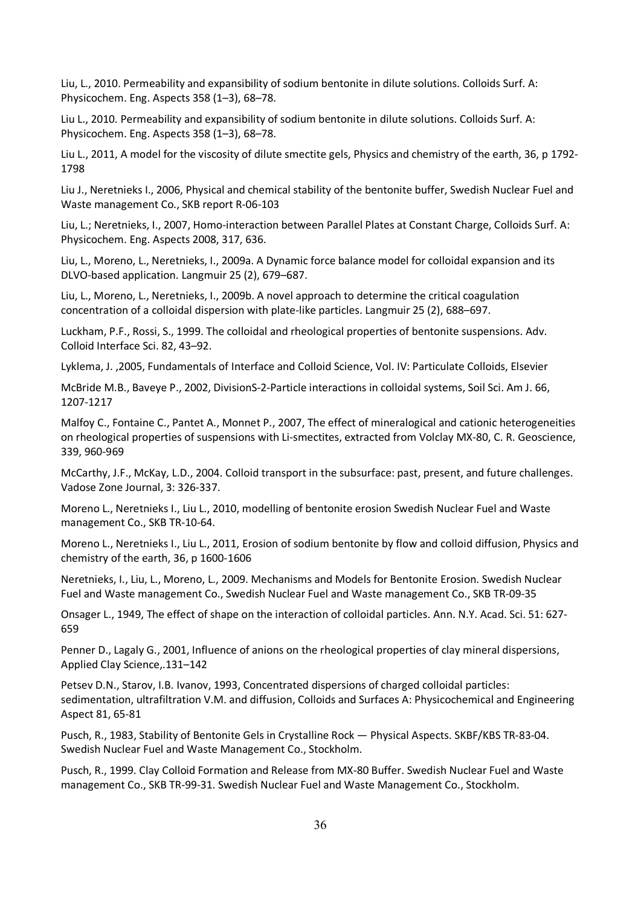Liu, L., 2010. Permeability and expansibility of sodium bentonite in dilute solutions. Colloids Surf. A: Physicochem. Eng. Aspects 358 (1–3), 68–78.

Liu L., 2010. Permeability and expansibility of sodium bentonite in dilute solutions. Colloids Surf. A: Physicochem. Eng. Aspects 358 (1–3), 68–78.

Liu L., 2011, A model for the viscosity of dilute smectite gels, Physics and chemistry of the earth, 36, p 1792-1798

Liu J., Neretnieks I., 2006, Physical and chemical stability of the bentonite buffer, Swedish Nuclear Fuel and Waste management Co., SKB report R-06-103

Liu, L.; Neretnieks, I., 2007, Homo-interaction between Parallel Plates at Constant Charge, Colloids Surf. A: Physicochem. Eng. Aspects 2008, 317, 636.

Liu, L., Moreno, L., Neretnieks, I., 2009a. A Dynamic force balance model for colloidal expansion and its DLVO-based application. Langmuir 25 (2), 679–687.

Liu, L., Moreno, L., Neretnieks, I., 2009b. A novel approach to determine the critical coagulation concentration of a colloidal dispersion with plate-like particles. Langmuir 25 (2), 688–697.

Luckham, P.F., Rossi, S., 1999. The colloidal and rheological properties of bentonite suspensions. Adv. Colloid Interface Sci. 82, 43–92.

Lyklema, J. ,2005, Fundamentals of Interface and Colloid Science, Vol. IV: Particulate Colloids, Elsevier

McBride M.B., Baveye P., 2002, DivisionS-2-Particle interactions in colloidal systems, Soil Sci. Am J. 66, 1207-1217

Malfoy C., Fontaine C., Pantet A., Monnet P., 2007, The effect of mineralogical and cationic heterogeneities on rheological properties of suspensions with Li-smectites, extracted from Volclay MX-80, C. R. Geoscience, 339, 960-969

McCarthy, J.F., McKay, L.D., 2004. Colloid transport in the subsurface: past, present, and future challenges. Vadose Zone Journal, 3: 326-337.

Moreno L., Neretnieks I., Liu L., 2010, modelling of bentonite erosion Swedish Nuclear Fuel and Waste management Co., SKB TR-10-64.

Moreno L., Neretnieks I., Liu L., 2011, Erosion of sodium bentonite by flow and colloid diffusion, Physics and chemistry of the earth, 36, p 1600-1606

Neretnieks, I., Liu, L., Moreno, L., 2009. Mechanisms and Models for Bentonite Erosion. Swedish Nuclear Fuel and Waste management Co., Swedish Nuclear Fuel and Waste management Co., SKB TR-09-35

Onsager L., 1949, The effect of shape on the interaction of colloidal particles. Ann. N.Y. Acad. Sci. 51: 627-659

Penner D., Lagaly G., 2001, Influence of anions on the rheological properties of clay mineral dispersions, Applied Clay Science,.131–142

Petsev D.N., Starov, I.B. Ivanov, 1993, Concentrated dispersions of charged colloidal particles: sedimentation, ultrafiltration V.M. and diffusion, Colloids and Surfaces A: Physicochemical and Engineering Aspect 81, 65-81

Pusch, R., 1983, Stability of Bentonite Gels in Crystalline Rock — Physical Aspects. SKBF/KBS TR-83-04. Swedish Nuclear Fuel and Waste Management Co., Stockholm.

Pusch, R., 1999. Clay Colloid Formation and Release from MX-80 Buffer. Swedish Nuclear Fuel and Waste management Co., SKB TR-99-31. Swedish Nuclear Fuel and Waste Management Co., Stockholm.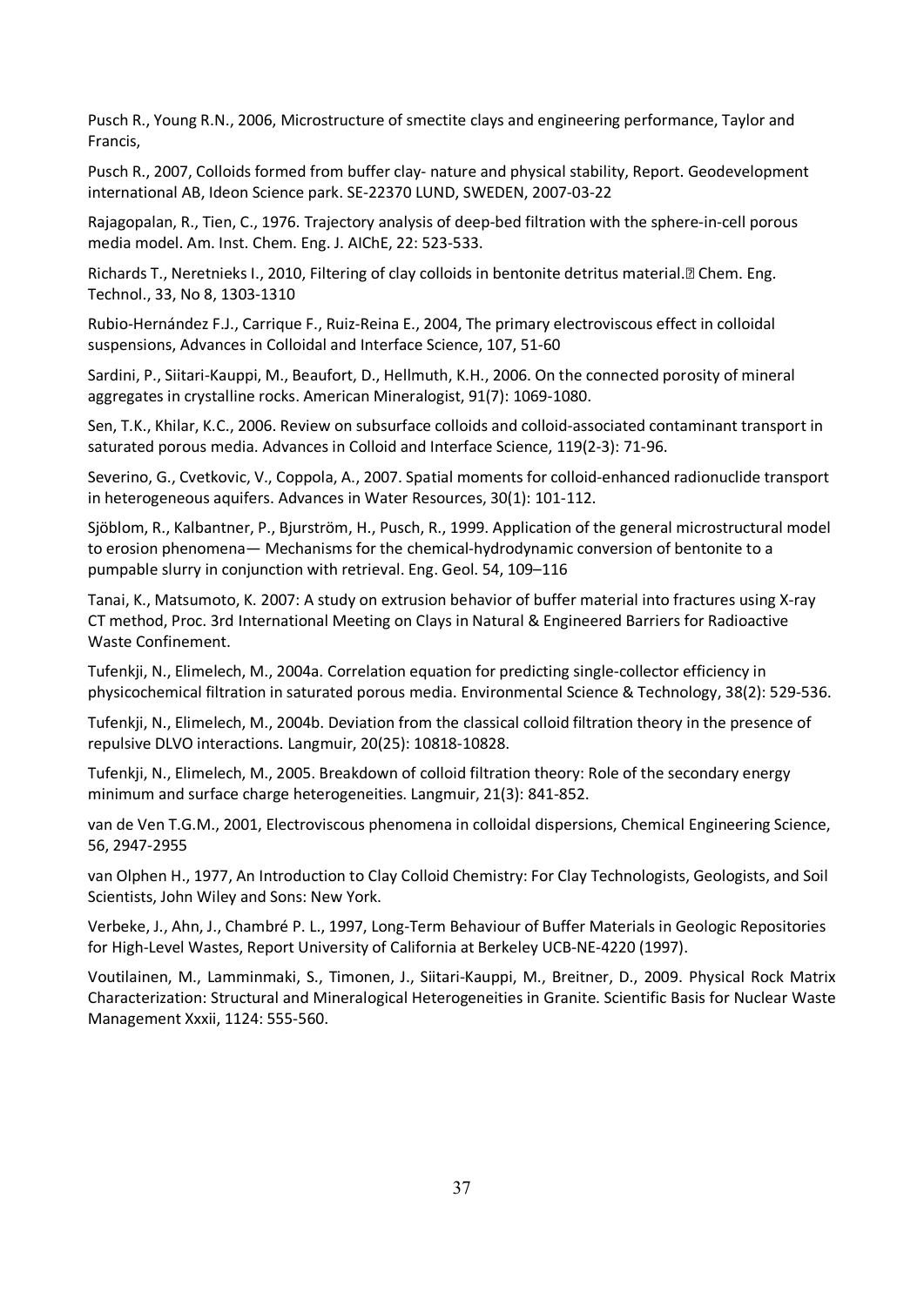Pusch R., Young R.N., 2006, Microstructure of smectite clays and engineering performance, Taylor and Francis,

Pusch R., 2007, Colloids formed from buffer clay- nature and physical stability, Report. Geodevelopment international AB, Ideon Science park. SE-22370 LUND, SWEDEN, 2007-03-22

Rajagopalan, R., Tien, C., 1976. Trajectory analysis of deep-bed filtration with the sphere-in-cell porous media model. Am. Inst. Chem. Eng. J. AIChE, 22: 523-533.

Richards T., Neretnieks I., 2010, Filtering of clay colloids in bentonite detritus material.� Chem. Eng. Technol., 33, No 8, 1303-1310

Rubio-Hernández F.J., Carrique F., Ruiz-Reina E., 2004, The primary electroviscous effect in colloidal suspensions, Advances in Colloidal and Interface Science, 107, 51-60

Sardini, P., Siitari-Kauppi, M., Beaufort, D., Hellmuth, K.H., 2006. On the connected porosity of mineral aggregates in crystalline rocks. American Mineralogist, 91(7): 1069-1080.

Sen, T.K., Khilar, K.C., 2006. Review on subsurface colloids and colloid-associated contaminant transport in saturated porous media. Advances in Colloid and Interface Science, 119(2-3): 71-96.

Severino, G., Cvetkovic, V., Coppola, A., 2007. Spatial moments for colloid-enhanced radionuclide transport in heterogeneous aquifers. Advances in Water Resources, 30(1): 101-112.

Sjöblom, R., Kalbantner, P., Bjurström, H., Pusch, R., 1999. Application of the general microstructural model to erosion phenomena— Mechanisms for the chemical-hydrodynamic conversion of bentonite to a pumpable slurry in conjunction with retrieval. Eng. Geol. 54, 109–116

Tanai, K., Matsumoto, K. 2007: A study on extrusion behavior of buffer material into fractures using X-ray CT method, Proc. 3rd International Meeting on Clays in Natural & Engineered Barriers for Radioactive Waste Confinement.

Tufenkji, N., Elimelech, M., 2004a. Correlation equation for predicting single-collector efficiency in physicochemical filtration in saturated porous media. Environmental Science & Technology, 38(2): 529-536.

Tufenkji, N., Elimelech, M., 2004b. Deviation from the classical colloid filtration theory in the presence of repulsive DLVO interactions. Langmuir, 20(25): 10818-10828.

Tufenkji, N., Elimelech, M., 2005. Breakdown of colloid filtration theory: Role of the secondary energy minimum and surface charge heterogeneities. Langmuir, 21(3): 841-852.

van de Ven T.G.M., 2001, Electroviscous phenomena in colloidal dispersions, Chemical Engineering Science, 56, 2947-2955

van Olphen H., 1977, An Introduction to Clay Colloid Chemistry: For Clay Technologists, Geologists, and Soil Scientists, John Wiley and Sons: New York.

Verbeke, J., Ahn, J., Chambré P. L., 1997, Long-Term Behaviour of Buffer Materials in Geologic Repositories for High-Level Wastes, Report University of California at Berkeley UCB-NE-4220 (1997).

Voutilainen, M., Lamminmaki, S., Timonen, J., Siitari-Kauppi, M., Breitner, D., 2009. Physical Rock Matrix Characterization: Structural and Mineralogical Heterogeneities in Granite. Scientific Basis for Nuclear Waste Management Xxxii, 1124: 555-560.